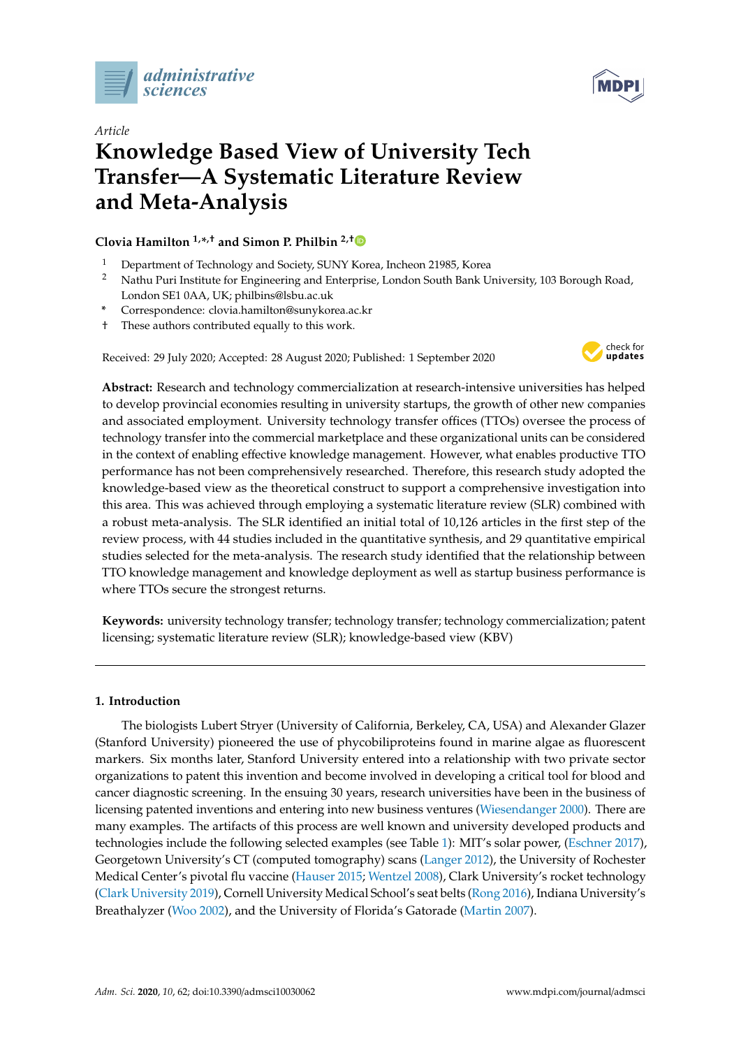*Article*

# Knowledge Based View of University Tech Transfer—A Systematic Literature Review and Meta-Analysis

**Clovia Hamilton [1,*,†] and Simon P. Philbin [2,†]**

[1] Department of Technology and Society, SUNY Korea, Incheon 21985, Korea
[2] Nathu Puri Institute for Engineering and Enterprise, London South Bank University, 103 Borough Road, London SE1 0AA, UK; philbins@lsbu.ac.uk
\* Correspondence: clovia.hamilton@sunykorea.ac.kr
† These authors contributed equally to this work.

Received: 29 July 2020; Accepted: 28 August 2020; Published: 1 September 2020

**Abstract:** Research and technology commercialization at research-intensive universities has helped to develop provincial economies resulting in university startups, the growth of other new companies and associated employment. University technology transfer offices (TTOs) oversee the process of technology transfer into the commercial marketplace and these organizational units can be considered in the context of enabling effective knowledge management. However, what enables productive TTO performance has not been comprehensively researched. Therefore, this research study adopted the knowledge-based view as the theoretical construct to support a comprehensive investigation into this area. This was achieved through employing a systematic literature review (SLR) combined with a robust meta-analysis. The SLR identified an initial total of 10,126 articles in the first step of the review process, with 44 studies included in the quantitative synthesis, and 29 quantitative empirical studies selected for the meta-analysis. The research study identified that the relationship between TTO knowledge management and knowledge deployment as well as startup business performance is where TTOs secure the strongest returns.

**Keywords:** university technology transfer; technology transfer; technology commercialization; patent licensing; systematic literature review (SLR); knowledge-based view (KBV)

## 1. Introduction

The biologists Lubert Stryer (University of California, Berkeley, CA, USA) and Alexander Glazer (Stanford University) pioneered the use of phycobiliproteins found in marine algae as fluorescent markers. Six months later, Stanford University entered into a relationship with two private sector organizations to patent this invention and become involved in developing a critical tool for blood and cancer diagnostic screening. In the ensuing 30 years, research universities have been in the business of licensing patented inventions and entering into new business ventures (Wiesendanger 2000). There are many examples. The artifacts of this process are well known and university developed products and technologies include the following selected examples (see Table 1): MIT's solar power, (Eschner 2017), Georgetown University's CT (computed tomography) scans (Langer 2012), the University of Rochester Medical Center's pivotal flu vaccine (Hauser 2015; Wentzel 2008), Clark University's rocket technology (Clark University 2019), Cornell University Medical School's seat belts (Rong 2016), Indiana University's Breathalyzer (Woo 2002), and the University of Florida's Gatorade (Martin 2007).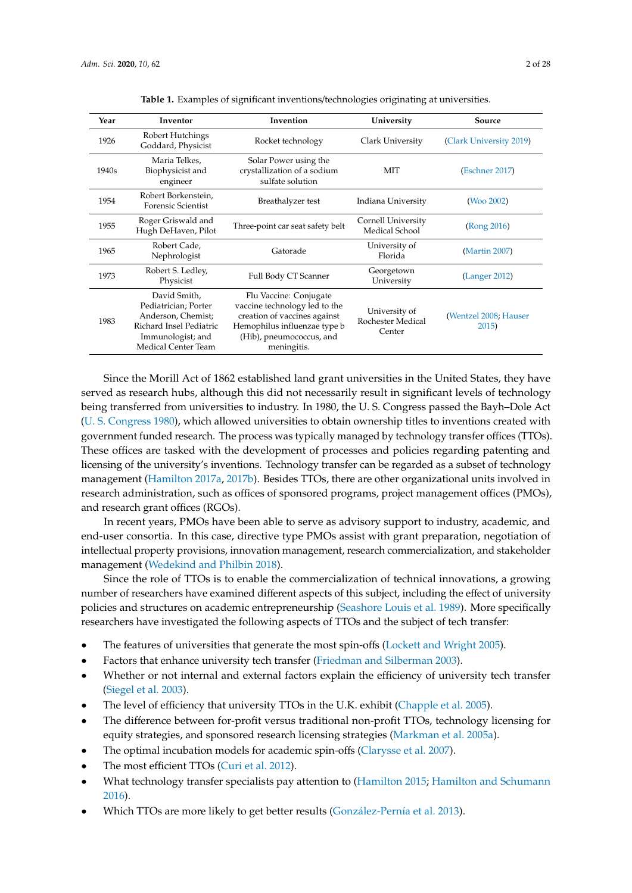**Table 1.** Examples of significant inventions/technologies originating at universities.

| Year | Inventor | Invention | University | Source |
|---|---|---|---|---|
| 1926 | Robert Hutchings Goddard, Physicist | Rocket technology | Clark University | (Clark University 2019) |
| 1940s | Maria Telkes, Biophysicist and engineer | Solar Power using the crystallization of a sodium sulfate solution | MIT | (Eschner 2017) |
| 1954 | Robert Borkenstein, Forensic Scientist | Breathalyzer test | Indiana University | (Woo 2002) |
| 1955 | Roger Griswald and Hugh DeHaven, Pilot | Three-point car seat safety belt | Cornell University Medical School | (Rong 2016) |
| 1965 | Robert Cade, Nephrologist | Gatorade | University of Florida | (Martin 2007) |
| 1973 | Robert S. Ledley, Physicist | Full Body CT Scanner | Georgetown University | (Langer 2012) |
| 1983 | David Smith, Pediatrician; Porter Anderson, Chemist; Richard Insel Pediatric Immunologist; and Medical Center Team | Flu Vaccine: Conjugate vaccine technology led to the creation of vaccines against Hemophilus influenzae type b (Hib), pneumococcus, and meningitis. | University of Rochester Medical Center | (Wentzel 2008; Hauser 2015) |

Since the Morill Act of 1862 established land grant universities in the United States, they have served as research hubs, although this did not necessarily result in significant levels of technology being transferred from universities to industry. In 1980, the U. S. Congress passed the Bayh–Dole Act (U. S. Congress 1980), which allowed universities to obtain ownership titles to inventions created with government funded research. The process was typically managed by technology transfer offices (TTOs). These offices are tasked with the development of processes and policies regarding patenting and licensing of the university's inventions. Technology transfer can be regarded as a subset of technology management (Hamilton 2017a, 2017b). Besides TTOs, there are other organizational units involved in research administration, such as offices of sponsored programs, project management offices (PMOs), and research grant offices (RGOs).

In recent years, PMOs have been able to serve as advisory support to industry, academic, and end-user consortia. In this case, directive type PMOs assist with grant preparation, negotiation of intellectual property provisions, innovation management, research commercialization, and stakeholder management (Wedekind and Philbin 2018).

Since the role of TTOs is to enable the commercialization of technical innovations, a growing number of researchers have examined different aspects of this subject, including the effect of university policies and structures on academic entrepreneurship (Seashore Louis et al. 1989). More specifically researchers have investigated the following aspects of TTOs and the subject of tech transfer:

- The features of universities that generate the most spin-offs (Lockett and Wright 2005).
- Factors that enhance university tech transfer (Friedman and Silberman 2003).
- Whether or not internal and external factors explain the efficiency of university tech transfer (Siegel et al. 2003).
- The level of efficiency that university TTOs in the U.K. exhibit (Chapple et al. 2005).
- The difference between for-profit versus traditional non-profit TTOs, technology licensing for equity strategies, and sponsored research licensing strategies (Markman et al. 2005a).
- The optimal incubation models for academic spin-offs (Clarysse et al. 2007).
- The most efficient TTOs (Curi et al. 2012).
- What technology transfer specialists pay attention to (Hamilton 2015; Hamilton and Schumann 2016).
- Which TTOs are more likely to get better results (González-Pernía et al. 2013).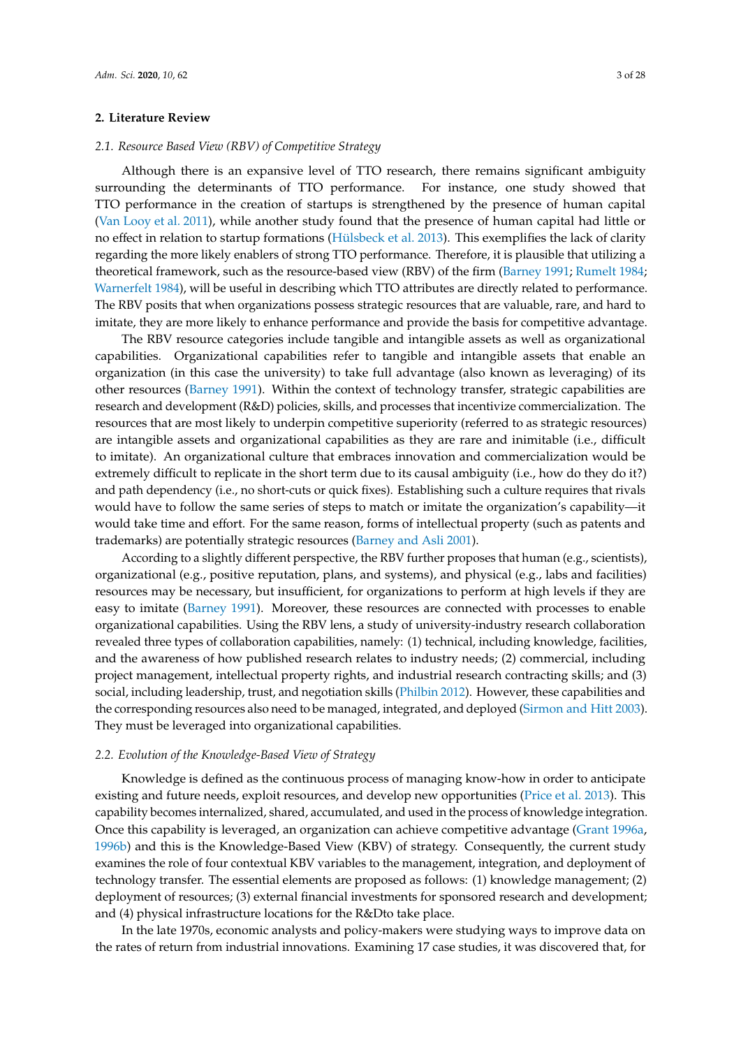## 2. Literature Review

### *2.1. Resource Based View (RBV) of Competitive Strategy*

Although there is an expansive level of TTO research, there remains significant ambiguity surrounding the determinants of TTO performance. For instance, one study showed that TTO performance in the creation of startups is strengthened by the presence of human capital (Van Looy et al. 2011), while another study found that the presence of human capital had little or no effect in relation to startup formations (Hülsbeck et al. 2013). This exemplifies the lack of clarity regarding the more likely enablers of strong TTO performance. Therefore, it is plausible that utilizing a theoretical framework, such as the resource-based view (RBV) of the firm (Barney 1991; Rumelt 1984; Warnerfelt 1984), will be useful in describing which TTO attributes are directly related to performance. The RBV posits that when organizations possess strategic resources that are valuable, rare, and hard to imitate, they are more likely to enhance performance and provide the basis for competitive advantage.

The RBV resource categories include tangible and intangible assets as well as organizational capabilities. Organizational capabilities refer to tangible and intangible assets that enable an organization (in this case the university) to take full advantage (also known as leveraging) of its other resources (Barney 1991). Within the context of technology transfer, strategic capabilities are research and development (R&D) policies, skills, and processes that incentivize commercialization. The resources that are most likely to underpin competitive superiority (referred to as strategic resources) are intangible assets and organizational capabilities as they are rare and inimitable (i.e., difficult to imitate). An organizational culture that embraces innovation and commercialization would be extremely difficult to replicate in the short term due to its causal ambiguity (i.e., how do they do it?) and path dependency (i.e., no short-cuts or quick fixes). Establishing such a culture requires that rivals would have to follow the same series of steps to match or imitate the organization's capability—it would take time and effort. For the same reason, forms of intellectual property (such as patents and trademarks) are potentially strategic resources (Barney and Asli 2001).

According to a slightly different perspective, the RBV further proposes that human (e.g., scientists), organizational (e.g., positive reputation, plans, and systems), and physical (e.g., labs and facilities) resources may be necessary, but insufficient, for organizations to perform at high levels if they are easy to imitate (Barney 1991). Moreover, these resources are connected with processes to enable organizational capabilities. Using the RBV lens, a study of university-industry research collaboration revealed three types of collaboration capabilities, namely: (1) technical, including knowledge, facilities, and the awareness of how published research relates to industry needs; (2) commercial, including project management, intellectual property rights, and industrial research contracting skills; and (3) social, including leadership, trust, and negotiation skills (Philbin 2012). However, these capabilities and the corresponding resources also need to be managed, integrated, and deployed (Sirmon and Hitt 2003). They must be leveraged into organizational capabilities.

### *2.2. Evolution of the Knowledge-Based View of Strategy*

Knowledge is defined as the continuous process of managing know-how in order to anticipate existing and future needs, exploit resources, and develop new opportunities (Price et al. 2013). This capability becomes internalized, shared, accumulated, and used in the process of knowledge integration. Once this capability is leveraged, an organization can achieve competitive advantage (Grant 1996a, 1996b) and this is the Knowledge-Based View (KBV) of strategy. Consequently, the current study examines the role of four contextual KBV variables to the management, integration, and deployment of technology transfer. The essential elements are proposed as follows: (1) knowledge management; (2) deployment of resources; (3) external financial investments for sponsored research and development; and (4) physical infrastructure locations for the R&Dto take place.

In the late 1970s, economic analysts and policy-makers were studying ways to improve data on the rates of return from industrial innovations. Examining 17 case studies, it was discovered that, for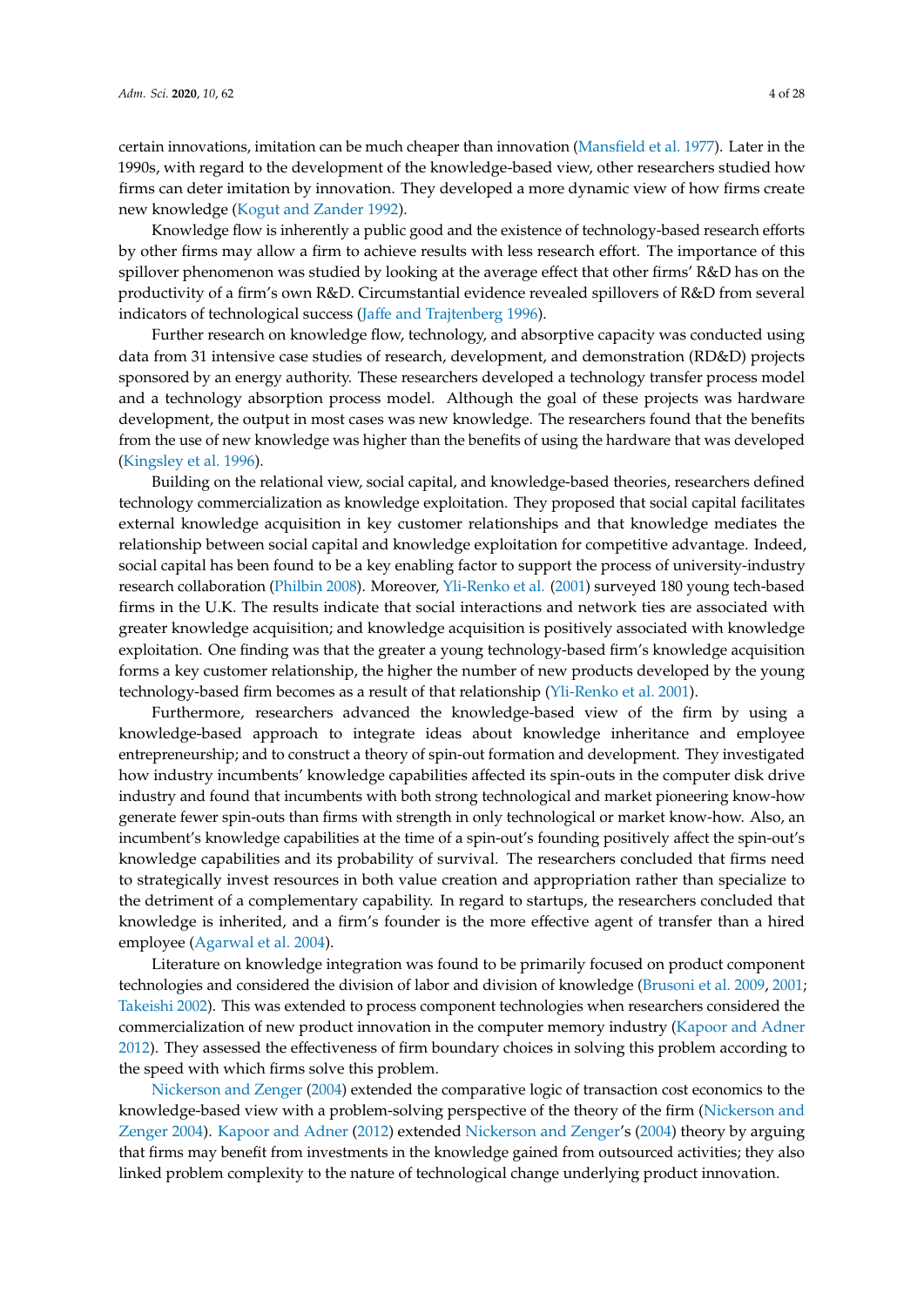certain innovations, imitation can be much cheaper than innovation (Mansfield et al. 1977). Later in the 1990s, with regard to the development of the knowledge-based view, other researchers studied how firms can deter imitation by innovation. They developed a more dynamic view of how firms create new knowledge (Kogut and Zander 1992).

Knowledge flow is inherently a public good and the existence of technology-based research efforts by other firms may allow a firm to achieve results with less research effort. The importance of this spillover phenomenon was studied by looking at the average effect that other firms' R&D has on the productivity of a firm's own R&D. Circumstantial evidence revealed spillovers of R&D from several indicators of technological success (Jaffe and Trajtenberg 1996).

Further research on knowledge flow, technology, and absorptive capacity was conducted using data from 31 intensive case studies of research, development, and demonstration (RD&D) projects sponsored by an energy authority. These researchers developed a technology transfer process model and a technology absorption process model. Although the goal of these projects was hardware development, the output in most cases was new knowledge. The researchers found that the benefits from the use of new knowledge was higher than the benefits of using the hardware that was developed (Kingsley et al. 1996).

Building on the relational view, social capital, and knowledge-based theories, researchers defined technology commercialization as knowledge exploitation. They proposed that social capital facilitates external knowledge acquisition in key customer relationships and that knowledge mediates the relationship between social capital and knowledge exploitation for competitive advantage. Indeed, social capital has been found to be a key enabling factor to support the process of university-industry research collaboration (Philbin 2008). Moreover, Yli-Renko et al. (2001) surveyed 180 young tech-based firms in the U.K. The results indicate that social interactions and network ties are associated with greater knowledge acquisition; and knowledge acquisition is positively associated with knowledge exploitation. One finding was that the greater a young technology-based firm's knowledge acquisition forms a key customer relationship, the higher the number of new products developed by the young technology-based firm becomes as a result of that relationship (Yli-Renko et al. 2001).

Furthermore, researchers advanced the knowledge-based view of the firm by using a knowledge-based approach to integrate ideas about knowledge inheritance and employee entrepreneurship; and to construct a theory of spin-out formation and development. They investigated how industry incumbents' knowledge capabilities affected its spin-outs in the computer disk drive industry and found that incumbents with both strong technological and market pioneering know-how generate fewer spin-outs than firms with strength in only technological or market know-how. Also, an incumbent's knowledge capabilities at the time of a spin-out's founding positively affect the spin-out's knowledge capabilities and its probability of survival. The researchers concluded that firms need to strategically invest resources in both value creation and appropriation rather than specialize to the detriment of a complementary capability. In regard to startups, the researchers concluded that knowledge is inherited, and a firm's founder is the more effective agent of transfer than a hired employee (Agarwal et al. 2004).

Literature on knowledge integration was found to be primarily focused on product component technologies and considered the division of labor and division of knowledge (Brusoni et al. 2009, 2001; Takeishi 2002). This was extended to process component technologies when researchers considered the commercialization of new product innovation in the computer memory industry (Kapoor and Adner 2012). They assessed the effectiveness of firm boundary choices in solving this problem according to the speed with which firms solve this problem.

Nickerson and Zenger (2004) extended the comparative logic of transaction cost economics to the knowledge-based view with a problem-solving perspective of the theory of the firm (Nickerson and Zenger 2004). Kapoor and Adner (2012) extended Nickerson and Zenger's (2004) theory by arguing that firms may benefit from investments in the knowledge gained from outsourced activities; they also linked problem complexity to the nature of technological change underlying product innovation.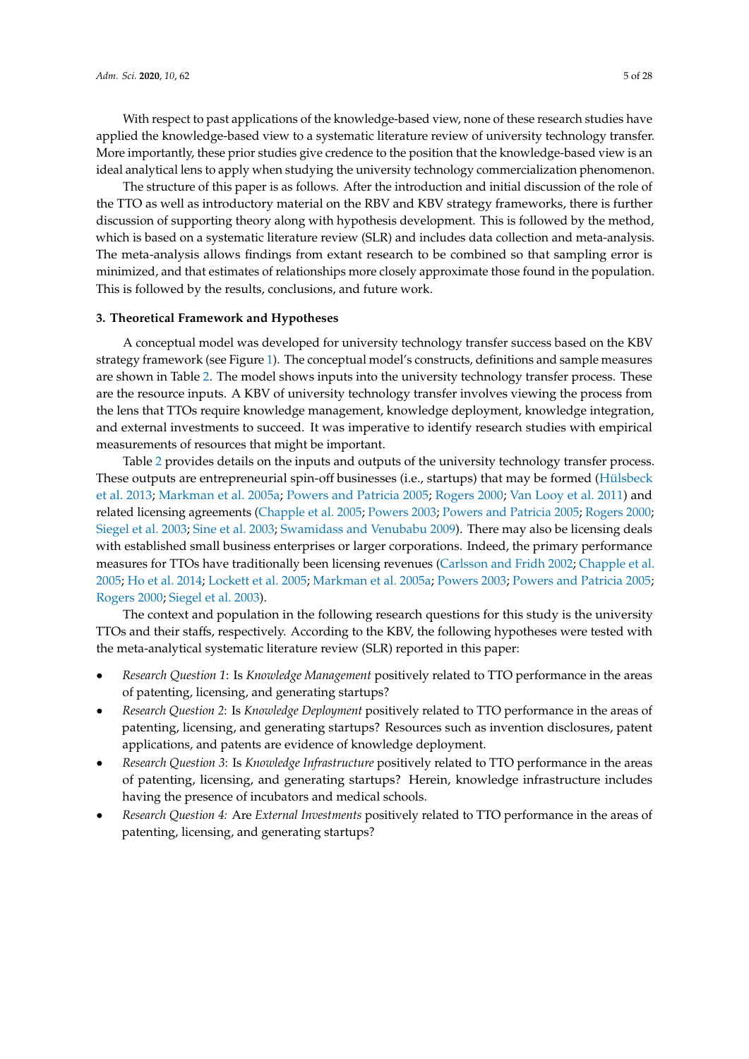With respect to past applications of the knowledge-based view, none of these research studies have applied the knowledge-based view to a systematic literature review of university technology transfer. More importantly, these prior studies give credence to the position that the knowledge-based view is an ideal analytical lens to apply when studying the university technology commercialization phenomenon.

The structure of this paper is as follows. After the introduction and initial discussion of the role of the TTO as well as introductory material on the RBV and KBV strategy frameworks, there is further discussion of supporting theory along with hypothesis development. This is followed by the method, which is based on a systematic literature review (SLR) and includes data collection and meta-analysis. The meta-analysis allows findings from extant research to be combined so that sampling error is minimized, and that estimates of relationships more closely approximate those found in the population. This is followed by the results, conclusions, and future work.

## 3. Theoretical Framework and Hypotheses

A conceptual model was developed for university technology transfer success based on the KBV strategy framework (see Figure 1). The conceptual model's constructs, definitions and sample measures are shown in Table 2. The model shows inputs into the university technology transfer process. These are the resource inputs. A KBV of university technology transfer involves viewing the process from the lens that TTOs require knowledge management, knowledge deployment, knowledge integration, and external investments to succeed. It was imperative to identify research studies with empirical measurements of resources that might be important.

Table 2 provides details on the inputs and outputs of the university technology transfer process. These outputs are entrepreneurial spin-off businesses (i.e., startups) that may be formed (Hülsbeck et al. 2013; Markman et al. 2005a; Powers and Patricia 2005; Rogers 2000; Van Looy et al. 2011) and related licensing agreements (Chapple et al. 2005; Powers 2003; Powers and Patricia 2005; Rogers 2000; Siegel et al. 2003; Sine et al. 2003; Swamidass and Venubabu 2009). There may also be licensing deals with established small business enterprises or larger corporations. Indeed, the primary performance measures for TTOs have traditionally been licensing revenues (Carlsson and Fridh 2002; Chapple et al. 2005; Ho et al. 2014; Lockett et al. 2005; Markman et al. 2005a; Powers 2003; Powers and Patricia 2005; Rogers 2000; Siegel et al. 2003).

The context and population in the following research questions for this study is the university TTOs and their staffs, respectively. According to the KBV, the following hypotheses were tested with the meta-analytical systematic literature review (SLR) reported in this paper:

- *Research Question 1*: Is *Knowledge Management* positively related to TTO performance in the areas of patenting, licensing, and generating startups?
- *Research Question 2*: Is *Knowledge Deployment* positively related to TTO performance in the areas of patenting, licensing, and generating startups? Resources such as invention disclosures, patent applications, and patents are evidence of knowledge deployment.
- *Research Question 3*: Is *Knowledge Infrastructure* positively related to TTO performance in the areas of patenting, licensing, and generating startups? Herein, knowledge infrastructure includes having the presence of incubators and medical schools.
- *Research Question 4:* Are *External Investments* positively related to TTO performance in the areas of patenting, licensing, and generating startups?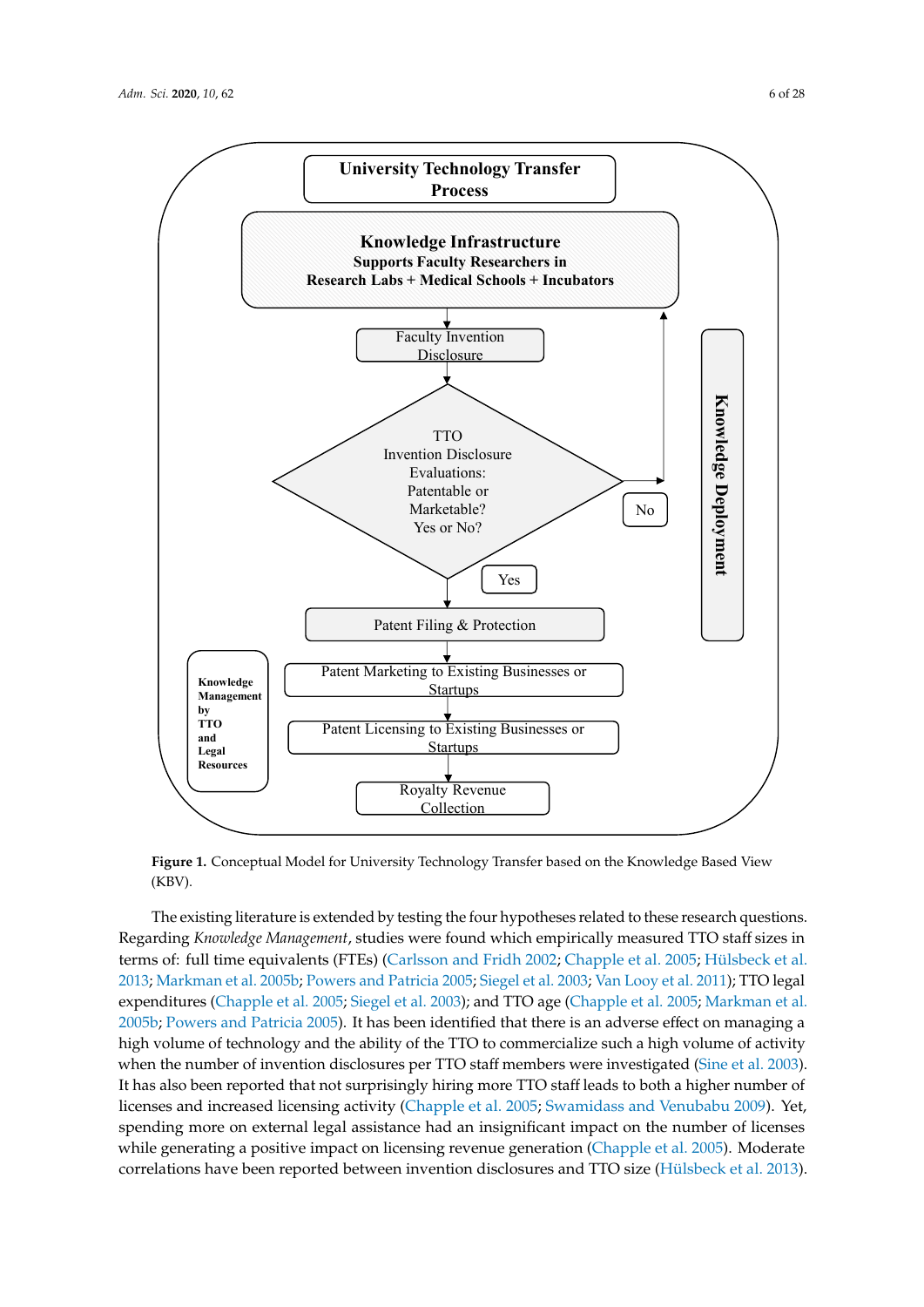**University Technology Transfer Process**

**Knowledge Infrastructure**
**Supports Faculty Researchers in Research Labs + Medical Schools + Incubators**

Faculty Invention Disclosure

TTO Invention Disclosure Evaluations: Patentable or Marketable? Yes or No?

No

Yes

Patent Filing & Protection

Patent Marketing to Existing Businesses or Startups

Patent Licensing to Existing Businesses or Startups

Royalty Revenue Collection

**Knowledge Management by TTO and Legal Resources**

**Knowledge Deployment**

**Figure 1.** Conceptual Model for University Technology Transfer based on the Knowledge Based View (KBV).

The existing literature is extended by testing the four hypotheses related to these research questions. Regarding *Knowledge Management*, studies were found which empirically measured TTO staff sizes in terms of: full time equivalents (FTEs) (Carlsson and Fridh 2002; Chapple et al. 2005; Hülsbeck et al. 2013; Markman et al. 2005b; Powers and Patricia 2005; Siegel et al. 2003; Van Looy et al. 2011); TTO legal expenditures (Chapple et al. 2005; Siegel et al. 2003); and TTO age (Chapple et al. 2005; Markman et al. 2005b; Powers and Patricia 2005). It has been identified that there is an adverse effect on managing a high volume of technology and the ability of the TTO to commercialize such a high volume of activity when the number of invention disclosures per TTO staff members were investigated (Sine et al. 2003). It has also been reported that not surprisingly hiring more TTO staff leads to both a higher number of licenses and increased licensing activity (Chapple et al. 2005; Swamidass and Venubabu 2009). Yet, spending more on external legal assistance had an insignificant impact on the number of licenses while generating a positive impact on licensing revenue generation (Chapple et al. 2005). Moderate correlations have been reported between invention disclosures and TTO size (Hülsbeck et al. 2013).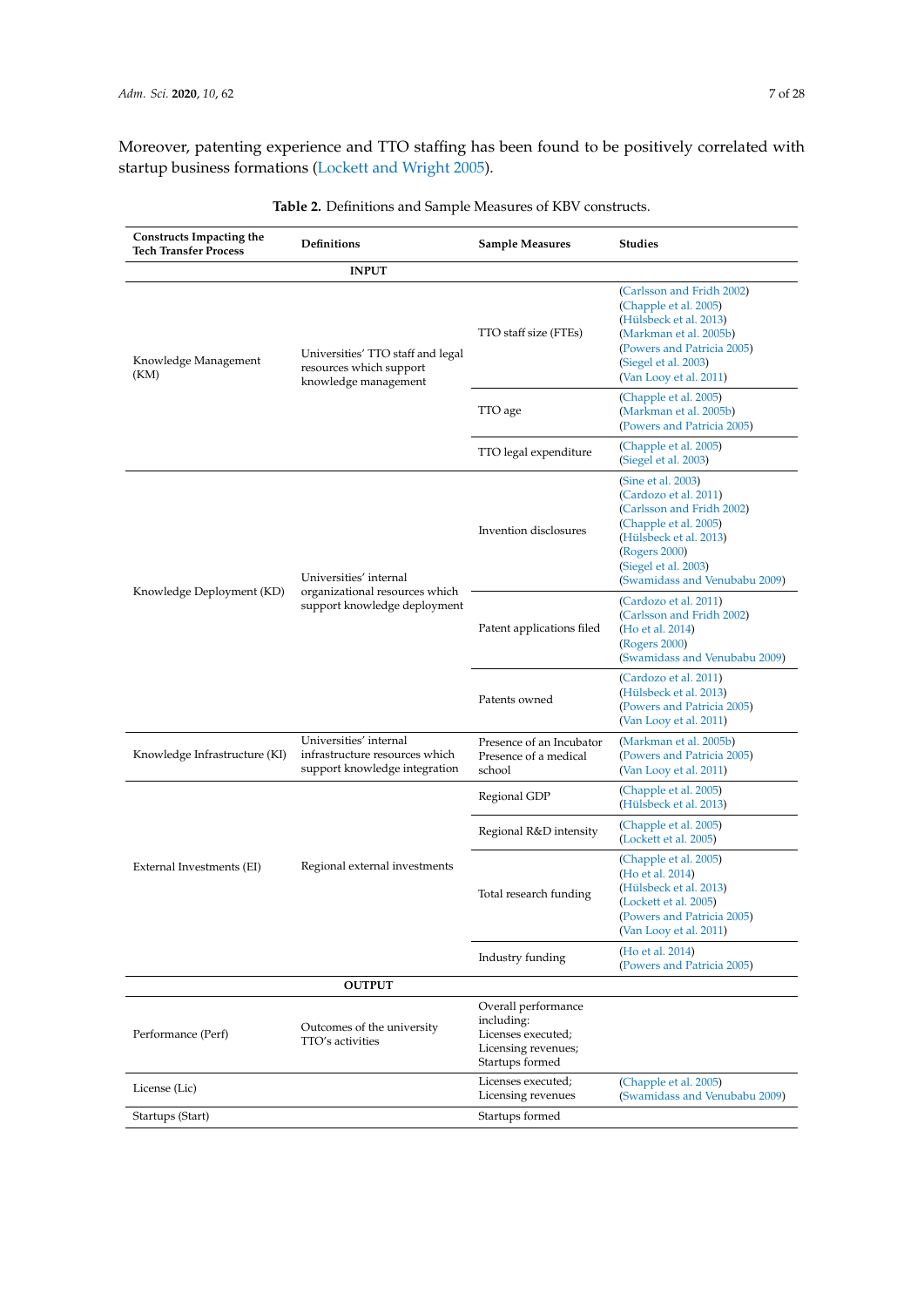Moreover, patenting experience and TTO staffing has been found to be positively correlated with startup business formations (Lockett and Wright 2005).

**Table 2.** Definitions and Sample Measures of KBV constructs.

| Constructs Impacting the Tech Transfer Process | Definitions | Sample Measures | Studies |
|---|---|---|---|
| **INPUT** | | | |
| Knowledge Management (KM) | Universities' TTO staff and legal resources which support knowledge management | TTO staff size (FTEs) | (Carlsson and Fridh 2002) (Chapple et al. 2005) (Hülsbeck et al. 2013) (Markman et al. 2005b) (Powers and Patricia 2005) (Siegel et al. 2003) (Van Looy et al. 2011) |
| | | TTO age | (Chapple et al. 2005) (Markman et al. 2005b) (Powers and Patricia 2005) |
| | | TTO legal expenditure | (Chapple et al. 2005) (Siegel et al. 2003) |
| Knowledge Deployment (KD) | Universities' internal organizational resources which support knowledge deployment | Invention disclosures | (Sine et al. 2003) (Cardozo et al. 2011) (Carlsson and Fridh 2002) (Chapple et al. 2005) (Hülsbeck et al. 2013) (Rogers 2000) (Siegel et al. 2003) (Swamidass and Venubabu 2009) |
| | | Patent applications filed | (Cardozo et al. 2011) (Carlsson and Fridh 2002) (Ho et al. 2014) (Rogers 2000) (Swamidass and Venubabu 2009) |
| | | Patents owned | (Cardozo et al. 2011) (Hülsbeck et al. 2013) (Powers and Patricia 2005) (Van Looy et al. 2011) |
| Knowledge Infrastructure (KI) | Universities' internal infrastructure resources which support knowledge integration | Presence of an Incubator Presence of a medical school | (Markman et al. 2005b) (Powers and Patricia 2005) (Van Looy et al. 2011) |
| External Investments (EI) | Regional external investments | Regional GDP | (Chapple et al. 2005) (Hülsbeck et al. 2013) |
| | | Regional R&D intensity | (Chapple et al. 2005) (Lockett et al. 2005) |
| | | Total research funding | (Chapple et al. 2005) (Ho et al. 2014) (Hülsbeck et al. 2013) (Lockett et al. 2005) (Powers and Patricia 2005) (Van Looy et al. 2011) |
| | | Industry funding | (Ho et al. 2014) (Powers and Patricia 2005) |
| **OUTPUT** | | | |
| Performance (Perf) | Outcomes of the university TTO's activities | Overall performance including: Licenses executed; Licensing revenues; Startups formed | |
| License (Lic) | | Licenses executed; Licensing revenues | (Chapple et al. 2005) (Swamidass and Venubabu 2009) |
| Startups (Start) | | Startups formed | |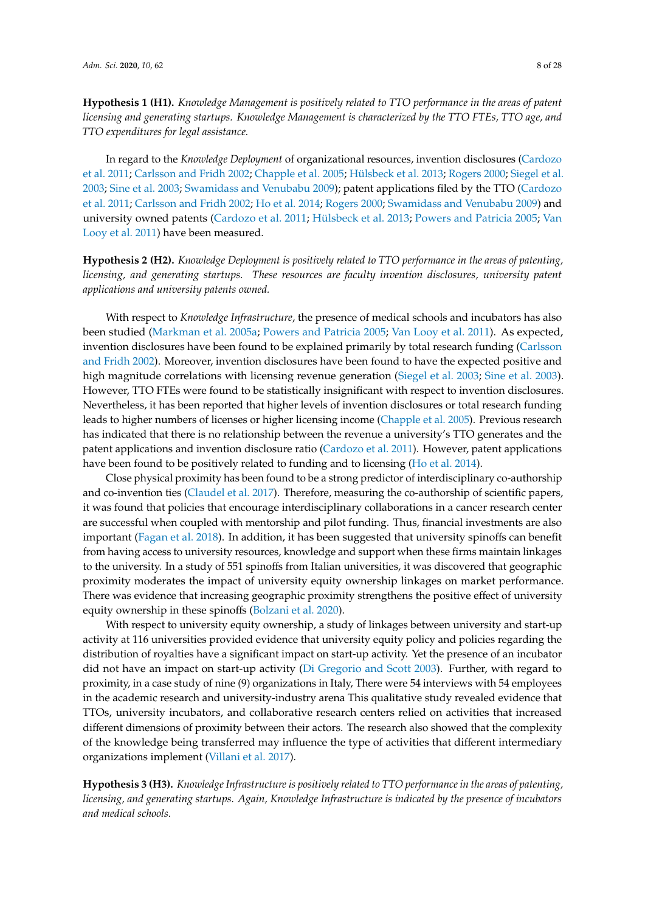**Hypothesis 1 (H1).** *Knowledge Management is positively related to TTO performance in the areas of patent licensing and generating startups. Knowledge Management is characterized by the TTO FTEs, TTO age, and TTO expenditures for legal assistance.*

In regard to the *Knowledge Deployment* of organizational resources, invention disclosures (Cardozo et al. 2011; Carlsson and Fridh 2002; Chapple et al. 2005; Hülsbeck et al. 2013; Rogers 2000; Siegel et al. 2003; Sine et al. 2003; Swamidass and Venubabu 2009); patent applications filed by the TTO (Cardozo et al. 2011; Carlsson and Fridh 2002; Ho et al. 2014; Rogers 2000; Swamidass and Venubabu 2009) and university owned patents (Cardozo et al. 2011; Hülsbeck et al. 2013; Powers and Patricia 2005; Van Looy et al. 2011) have been measured.

**Hypothesis 2 (H2).** *Knowledge Deployment is positively related to TTO performance in the areas of patenting, licensing, and generating startups. These resources are faculty invention disclosures, university patent applications and university patents owned.*

With respect to *Knowledge Infrastructure*, the presence of medical schools and incubators has also been studied (Markman et al. 2005a; Powers and Patricia 2005; Van Looy et al. 2011). As expected, invention disclosures have been found to be explained primarily by total research funding (Carlsson and Fridh 2002). Moreover, invention disclosures have been found to have the expected positive and high magnitude correlations with licensing revenue generation (Siegel et al. 2003; Sine et al. 2003). However, TTO FTEs were found to be statistically insignificant with respect to invention disclosures. Nevertheless, it has been reported that higher levels of invention disclosures or total research funding leads to higher numbers of licenses or higher licensing income (Chapple et al. 2005). Previous research has indicated that there is no relationship between the revenue a university's TTO generates and the patent applications and invention disclosure ratio (Cardozo et al. 2011). However, patent applications have been found to be positively related to funding and to licensing (Ho et al. 2014).

Close physical proximity has been found to be a strong predictor of interdisciplinary co-authorship and co-invention ties (Claudel et al. 2017). Therefore, measuring the co-authorship of scientific papers, it was found that policies that encourage interdisciplinary collaborations in a cancer research center are successful when coupled with mentorship and pilot funding. Thus, financial investments are also important (Fagan et al. 2018). In addition, it has been suggested that university spinoffs can benefit from having access to university resources, knowledge and support when these firms maintain linkages to the university. In a study of 551 spinoffs from Italian universities, it was discovered that geographic proximity moderates the impact of university equity ownership linkages on market performance. There was evidence that increasing geographic proximity strengthens the positive effect of university equity ownership in these spinoffs (Bolzani et al. 2020).

With respect to university equity ownership, a study of linkages between university and start-up activity at 116 universities provided evidence that university equity policy and policies regarding the distribution of royalties have a significant impact on start-up activity. Yet the presence of an incubator did not have an impact on start-up activity (Di Gregorio and Scott 2003). Further, with regard to proximity, in a case study of nine (9) organizations in Italy, There were 54 interviews with 54 employees in the academic research and university-industry arena This qualitative study revealed evidence that TTOs, university incubators, and collaborative research centers relied on activities that increased different dimensions of proximity between their actors. The research also showed that the complexity of the knowledge being transferred may influence the type of activities that different intermediary organizations implement (Villani et al. 2017).

**Hypothesis 3 (H3).** *Knowledge Infrastructure is positively related to TTO performance in the areas of patenting, licensing, and generating startups. Again, Knowledge Infrastructure is indicated by the presence of incubators and medical schools.*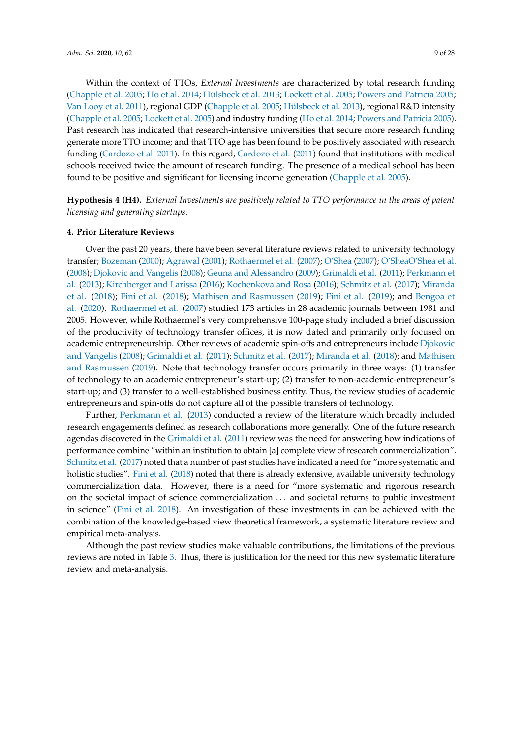Within the context of TTOs, *External Investments* are characterized by total research funding (Chapple et al. 2005; Ho et al. 2014; Hülsbeck et al. 2013; Lockett et al. 2005; Powers and Patricia 2005; Van Looy et al. 2011), regional GDP (Chapple et al. 2005; Hülsbeck et al. 2013), regional R&D intensity (Chapple et al. 2005; Lockett et al. 2005) and industry funding (Ho et al. 2014; Powers and Patricia 2005). Past research has indicated that research-intensive universities that secure more research funding generate more TTO income; and that TTO age has been found to be positively associated with research funding (Cardozo et al. 2011). In this regard, Cardozo et al. (2011) found that institutions with medical schools received twice the amount of research funding. The presence of a medical school has been found to be positive and significant for licensing income generation (Chapple et al. 2005).

**Hypothesis 4 (H4).** *External Investments are positively related to TTO performance in the areas of patent licensing and generating startups.*

## 4. Prior Literature Reviews

Over the past 20 years, there have been several literature reviews related to university technology transfer; Bozeman (2000); Agrawal (2001); Rothaermel et al. (2007); O'Shea (2007); O'SheaO'Shea et al. (2008); Djokovic and Vangelis (2008); Geuna and Alessandro (2009); Grimaldi et al. (2011); Perkmann et al. (2013); Kirchberger and Larissa (2016); Kochenkova and Rosa (2016); Schmitz et al. (2017); Miranda et al. (2018); Fini et al. (2018); Mathisen and Rasmussen (2019); Fini et al. (2019); and Bengoa et al. (2020). Rothaermel et al. (2007) studied 173 articles in 28 academic journals between 1981 and 2005. However, while Rothaermel's very comprehensive 100-page study included a brief discussion of the productivity of technology transfer offices, it is now dated and primarily only focused on academic entrepreneurship. Other reviews of academic spin-offs and entrepreneurs include Djokovic and Vangelis (2008); Grimaldi et al. (2011); Schmitz et al. (2017); Miranda et al. (2018); and Mathisen and Rasmussen (2019). Note that technology transfer occurs primarily in three ways: (1) transfer of technology to an academic entrepreneur's start-up; (2) transfer to non-academic-entrepreneur's start-up; and (3) transfer to a well-established business entity. Thus, the review studies of academic entrepreneurs and spin-offs do not capture all of the possible transfers of technology.

Further, Perkmann et al. (2013) conducted a review of the literature which broadly included research engagements defined as research collaborations more generally. One of the future research agendas discovered in the Grimaldi et al. (2011) review was the need for answering how indications of performance combine "within an institution to obtain [a] complete view of research commercialization". Schmitz et al. (2017) noted that a number of past studies have indicated a need for "more systematic and holistic studies". Fini et al. (2018) noted that there is already extensive, available university technology commercialization data. However, there is a need for "more systematic and rigorous research on the societal impact of science commercialization ... and societal returns to public investment in science" (Fini et al. 2018). An investigation of these investments in can be achieved with the combination of the knowledge-based view theoretical framework, a systematic literature review and empirical meta-analysis.

Although the past review studies make valuable contributions, the limitations of the previous reviews are noted in Table 3. Thus, there is justification for the need for this new systematic literature review and meta-analysis.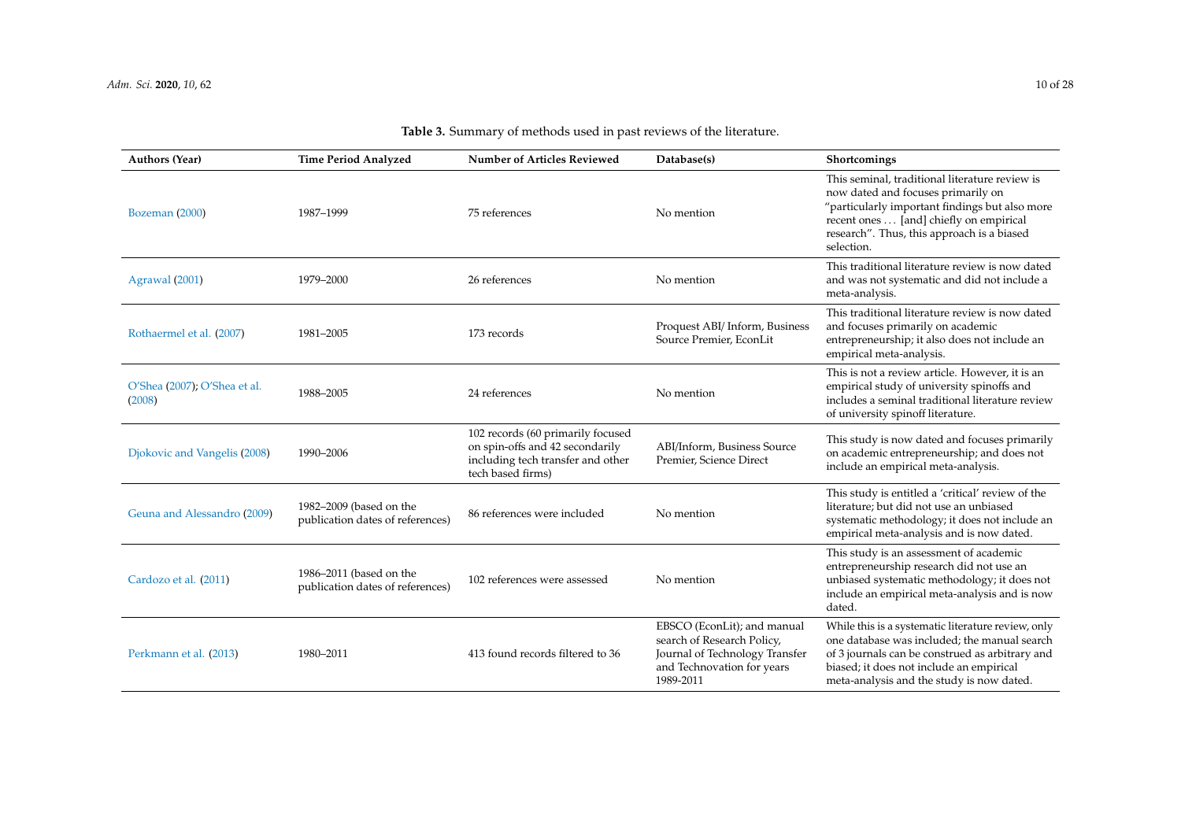**Table 3.** Summary of methods used in past reviews of the literature.

| Authors (Year) | Time Period Analyzed | Number of Articles Reviewed | Database(s) | Shortcomings |
|---|---|---|---|---|
| Bozeman (2000) | 1987–1999 | 75 references | No mention | This seminal, traditional literature review is now dated and focuses primarily on "particularly important findings but also more recent ones . . . [and] chiefly on empirical research". Thus, this approach is a biased selection. |
| Agrawal (2001) | 1979–2000 | 26 references | No mention | This traditional literature review is now dated and was not systematic and did not include a meta-analysis. |
| Rothaermel et al. (2007) | 1981–2005 | 173 records | Proquest ABI/ Inform, Business Source Premier, EconLit | This traditional literature review is now dated and focuses primarily on academic entrepreneurship; it also does not include an empirical meta-analysis. |
| O'Shea (2007); O'Shea et al. (2008) | 1988–2005 | 24 references | No mention | This is not a review article. However, it is an empirical study of university spinoffs and includes a seminal traditional literature review of university spinoff literature. |
| Djokovic and Vangelis (2008) | 1990–2006 | 102 records (60 primarily focused on spin-offs and 42 secondarily including tech transfer and other tech based firms) | ABI/Inform, Business Source Premier, Science Direct | This study is now dated and focuses primarily on academic entrepreneurship; and does not include an empirical meta-analysis. |
| Geuna and Alessandro (2009) | 1982–2009 (based on the publication dates of references) | 86 references were included | No mention | This study is entitled a 'critical' review of the literature; but did not use an unbiased systematic methodology; it does not include an empirical meta-analysis and is now dated. |
| Cardozo et al. (2011) | 1986–2011 (based on the publication dates of references) | 102 references were assessed | No mention | This study is an assessment of academic entrepreneurship research did not use an unbiased systematic methodology; it does not include an empirical meta-analysis and is now dated. |
| Perkmann et al. (2013) | 1980–2011 | 413 found records filtered to 36 | EBSCO (EconLit); and manual search of Research Policy, Journal of Technology Transfer and Technovation for years 1989-2011 | While this is a systematic literature review, only one database was included; the manual search of 3 journals can be construed as arbitrary and biased; it does not include an empirical meta-analysis and the study is now dated. |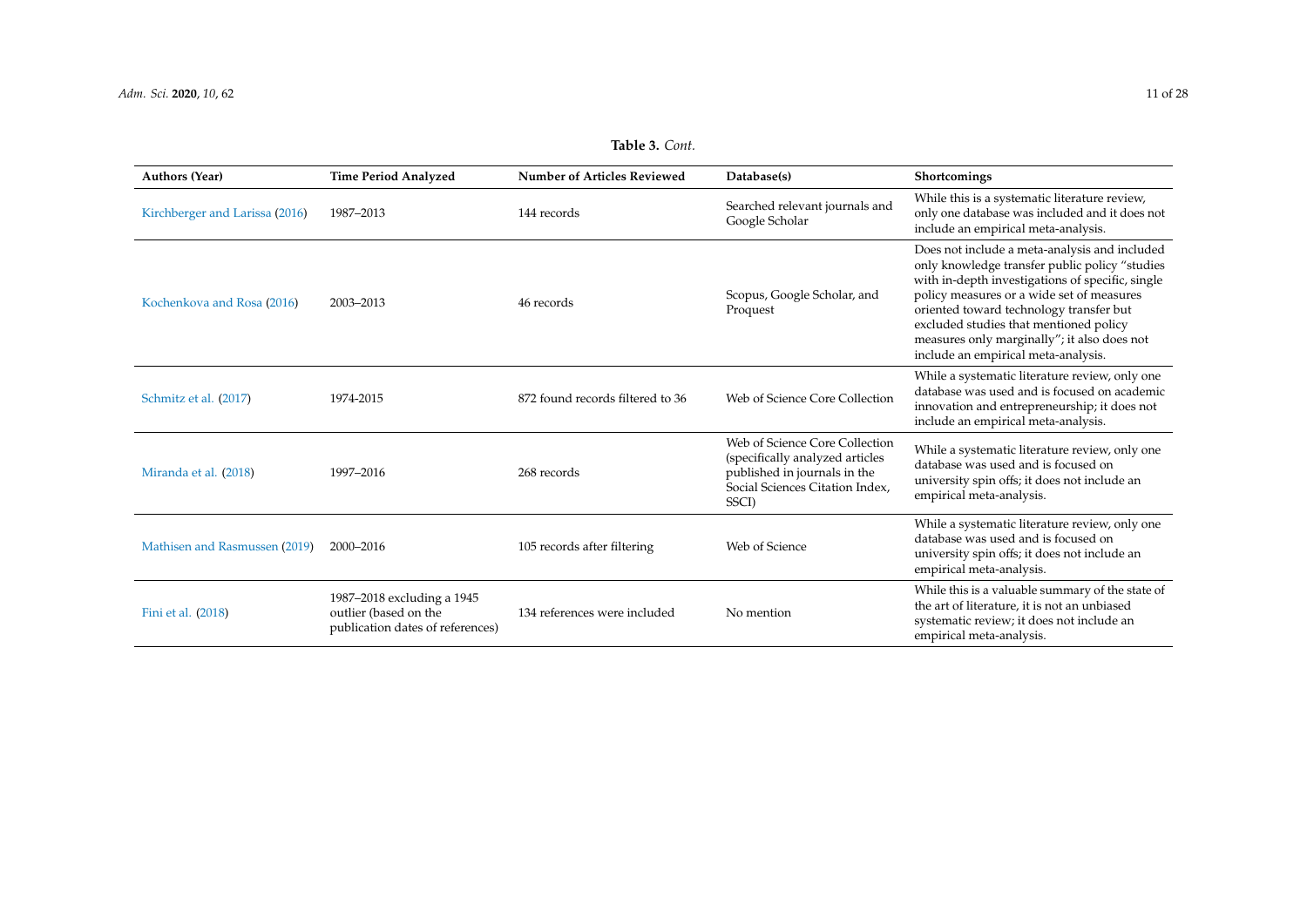**Table 3.** *Cont.*

| Authors (Year) | Time Period Analyzed | Number of Articles Reviewed | Database(s) | Shortcomings |
| --- | --- | --- | --- | --- |
| Kirchberger and Larissa (2016) | 1987–2013 | 144 records | Searched relevant journals and Google Scholar | While this is a systematic literature review, only one database was included and it does not include an empirical meta-analysis. |
| Kochenkova and Rosa (2016) | 2003–2013 | 46 records | Scopus, Google Scholar, and Proquest | Does not include a meta-analysis and included only knowledge transfer public policy "studies with in-depth investigations of specific, single policy measures or a wide set of measures oriented toward technology transfer but excluded studies that mentioned policy measures only marginally"; it also does not include an empirical meta-analysis. |
| Schmitz et al. (2017) | 1974-2015 | 872 found records filtered to 36 | Web of Science Core Collection | While a systematic literature review, only one database was used and is focused on academic innovation and entrepreneurship; it does not include an empirical meta-analysis. |
| Miranda et al. (2018) | 1997–2016 | 268 records | Web of Science Core Collection (specifically analyzed articles published in journals in the Social Sciences Citation Index, SSCI) | While a systematic literature review, only one database was used and is focused on university spin offs; it does not include an empirical meta-analysis. |
| Mathisen and Rasmussen (2019) | 2000–2016 | 105 records after filtering | Web of Science | While a systematic literature review, only one database was used and is focused on university spin offs; it does not include an empirical meta-analysis. |
| Fini et al. (2018) | 1987–2018 excluding a 1945 outlier (based on the publication dates of references) | 134 references were included | No mention | While this is a valuable summary of the state of the art of literature, it is not an unbiased systematic review; it does not include an empirical meta-analysis. |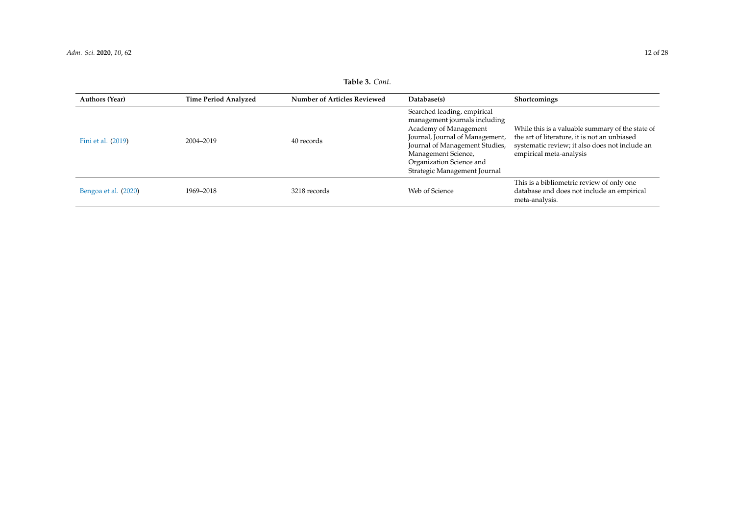**Table 3.** *Cont.*

| Authors (Year) | Time Period Analyzed | Number of Articles Reviewed | Database(s) | Shortcomings |
|---|---|---|---|---|
| Fini et al. (2019) | 2004–2019 | 40 records | Searched leading, empirical management journals including Academy of Management Journal, Journal of Management, Journal of Management Studies, Management Science, Organization Science and Strategic Management Journal | While this is a valuable summary of the state of the art of literature, it is not an unbiased systematic review; it also does not include an empirical meta-analysis |
| Bengoa et al. (2020) | 1969–2018 | 3218 records | Web of Science | This is a bibliometric review of only one database and does not include an empirical meta-analysis. |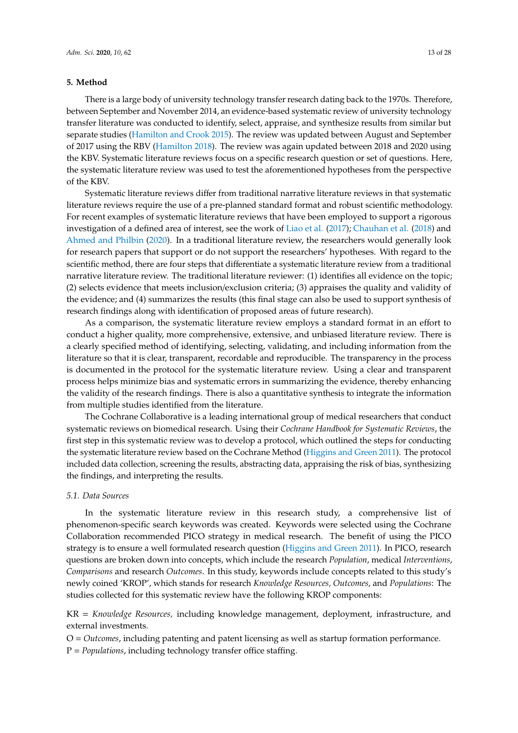## 5. Method

There is a large body of university technology transfer research dating back to the 1970s. Therefore, between September and November 2014, an evidence-based systematic review of university technology transfer literature was conducted to identify, select, appraise, and synthesize results from similar but separate studies (Hamilton and Crook 2015). The review was updated between August and September of 2017 using the RBV (Hamilton 2018). The review was again updated between 2018 and 2020 using the KBV. Systematic literature reviews focus on a specific research question or set of questions. Here, the systematic literature review was used to test the aforementioned hypotheses from the perspective of the KBV.

Systematic literature reviews differ from traditional narrative literature reviews in that systematic literature reviews require the use of a pre-planned standard format and robust scientific methodology. For recent examples of systematic literature reviews that have been employed to support a rigorous investigation of a defined area of interest, see the work of Liao et al. (2017); Chauhan et al. (2018) and Ahmed and Philbin (2020). In a traditional literature review, the researchers would generally look for research papers that support or do not support the researchers' hypotheses. With regard to the scientific method, there are four steps that differentiate a systematic literature review from a traditional narrative literature review. The traditional literature reviewer: (1) identifies all evidence on the topic; (2) selects evidence that meets inclusion/exclusion criteria; (3) appraises the quality and validity of the evidence; and (4) summarizes the results (this final stage can also be used to support synthesis of research findings along with identification of proposed areas of future research).

As a comparison, the systematic literature review employs a standard format in an effort to conduct a higher quality, more comprehensive, extensive, and unbiased literature review. There is a clearly specified method of identifying, selecting, validating, and including information from the literature so that it is clear, transparent, recordable and reproducible. The transparency in the process is documented in the protocol for the systematic literature review. Using a clear and transparent process helps minimize bias and systematic errors in summarizing the evidence, thereby enhancing the validity of the research findings. There is also a quantitative synthesis to integrate the information from multiple studies identified from the literature.

The Cochrane Collaborative is a leading international group of medical researchers that conduct systematic reviews on biomedical research. Using their *Cochrane Handbook for Systematic Reviews*, the first step in this systematic review was to develop a protocol, which outlined the steps for conducting the systematic literature review based on the Cochrane Method (Higgins and Green 2011). The protocol included data collection, screening the results, abstracting data, appraising the risk of bias, synthesizing the findings, and interpreting the results.

### *5.1. Data Sources*

In the systematic literature review in this research study, a comprehensive list of phenomenon-specific search keywords was created. Keywords were selected using the Cochrane Collaboration recommended PICO strategy in medical research. The benefit of using the PICO strategy is to ensure a well formulated research question (Higgins and Green 2011). In PICO, research questions are broken down into concepts, which include the research *Population*, medical *Interventions*, *Comparisons* and research *Outcomes*. In this study, keywords include concepts related to this study's newly coined 'KROP', which stands for research *Knowledge Resources, Outcomes*, and *Populations*: The studies collected for this systematic review have the following KROP components:

KR = *Knowledge Resources,* including knowledge management, deployment, infrastructure, and external investments.

O = *Outcomes*, including patenting and patent licensing as well as startup formation performance.

P = *Populations*, including technology transfer office staffing.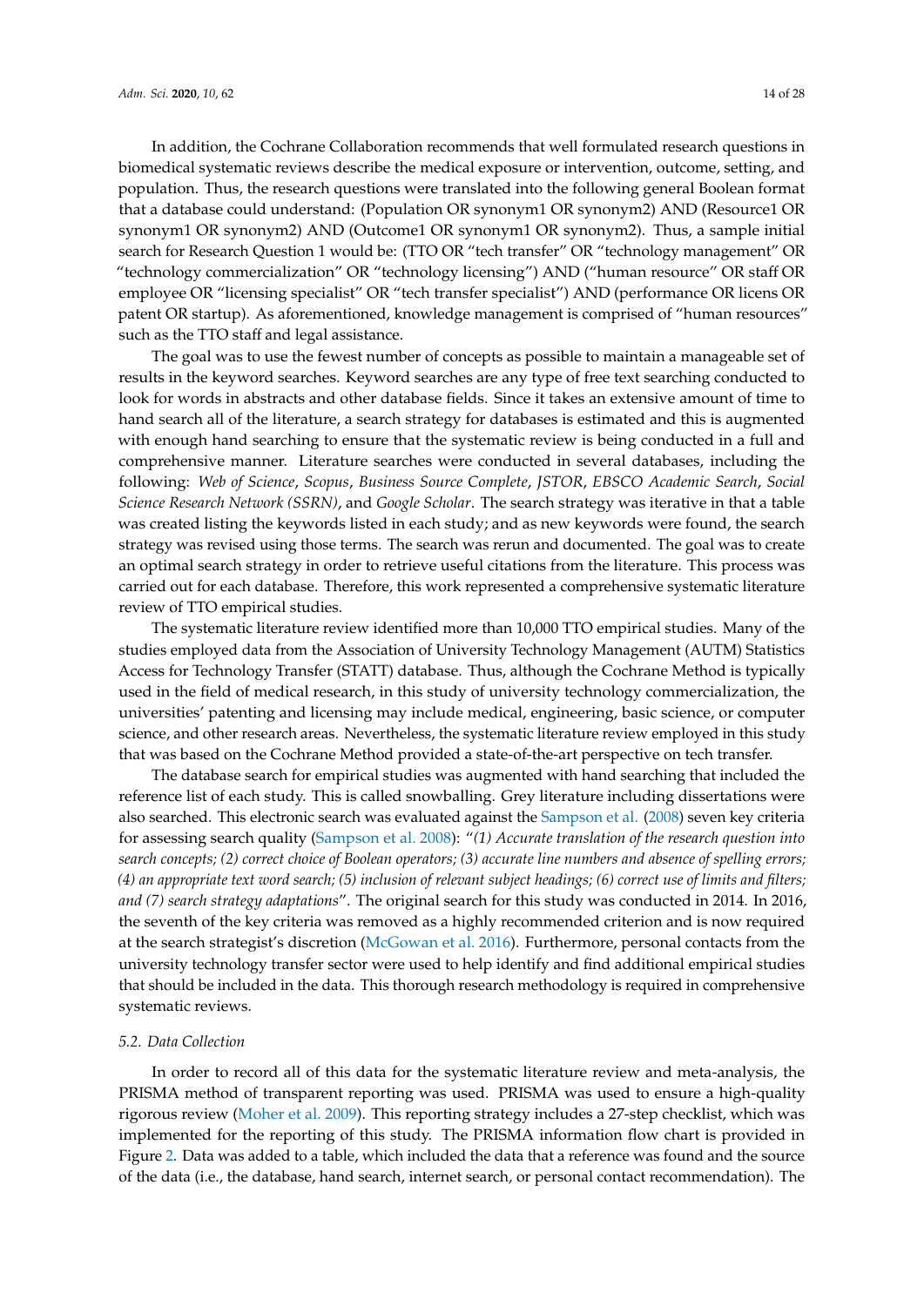In addition, the Cochrane Collaboration recommends that well formulated research questions in biomedical systematic reviews describe the medical exposure or intervention, outcome, setting, and population. Thus, the research questions were translated into the following general Boolean format that a database could understand: (Population OR synonym1 OR synonym2) AND (Resource1 OR synonym1 OR synonym2) AND (Outcome1 OR synonym1 OR synonym2). Thus, a sample initial search for Research Question 1 would be: (TTO OR "tech transfer" OR "technology management" OR "technology commercialization" OR "technology licensing") AND ("human resource" OR staff OR employee OR "licensing specialist" OR "tech transfer specialist") AND (performance OR licens OR patent OR startup). As aforementioned, knowledge management is comprised of "human resources" such as the TTO staff and legal assistance.

The goal was to use the fewest number of concepts as possible to maintain a manageable set of results in the keyword searches. Keyword searches are any type of free text searching conducted to look for words in abstracts and other database fields. Since it takes an extensive amount of time to hand search all of the literature, a search strategy for databases is estimated and this is augmented with enough hand searching to ensure that the systematic review is being conducted in a full and comprehensive manner. Literature searches were conducted in several databases, including the following: *Web of Science*, *Scopus*, *Business Source Complete*, *JSTOR*, *EBSCO Academic Search*, *Social Science Research Network (SSRN)*, and *Google Scholar*. The search strategy was iterative in that a table was created listing the keywords listed in each study; and as new keywords were found, the search strategy was revised using those terms. The search was rerun and documented. The goal was to create an optimal search strategy in order to retrieve useful citations from the literature. This process was carried out for each database. Therefore, this work represented a comprehensive systematic literature review of TTO empirical studies.

The systematic literature review identified more than 10,000 TTO empirical studies. Many of the studies employed data from the Association of University Technology Management (AUTM) Statistics Access for Technology Transfer (STATT) database. Thus, although the Cochrane Method is typically used in the field of medical research, in this study of university technology commercialization, the universities' patenting and licensing may include medical, engineering, basic science, or computer science, and other research areas. Nevertheless, the systematic literature review employed in this study that was based on the Cochrane Method provided a state-of-the-art perspective on tech transfer.

The database search for empirical studies was augmented with hand searching that included the reference list of each study. This is called snowballing. Grey literature including dissertations were also searched. This electronic search was evaluated against the Sampson et al. (2008) seven key criteria for assessing search quality (Sampson et al. 2008): "*(1) Accurate translation of the research question into search concepts; (2) correct choice of Boolean operators; (3) accurate line numbers and absence of spelling errors; (4) an appropriate text word search; (5) inclusion of relevant subject headings; (6) correct use of limits and filters; and (7) search strategy adaptations*". The original search for this study was conducted in 2014. In 2016, the seventh of the key criteria was removed as a highly recommended criterion and is now required at the search strategist's discretion (McGowan et al. 2016). Furthermore, personal contacts from the university technology transfer sector were used to help identify and find additional empirical studies that should be included in the data. This thorough research methodology is required in comprehensive systematic reviews.

### *5.2. Data Collection*

In order to record all of this data for the systematic literature review and meta-analysis, the PRISMA method of transparent reporting was used. PRISMA was used to ensure a high-quality rigorous review (Moher et al. 2009). This reporting strategy includes a 27-step checklist, which was implemented for the reporting of this study. The PRISMA information flow chart is provided in Figure 2. Data was added to a table, which included the data that a reference was found and the source of the data (i.e., the database, hand search, internet search, or personal contact recommendation). The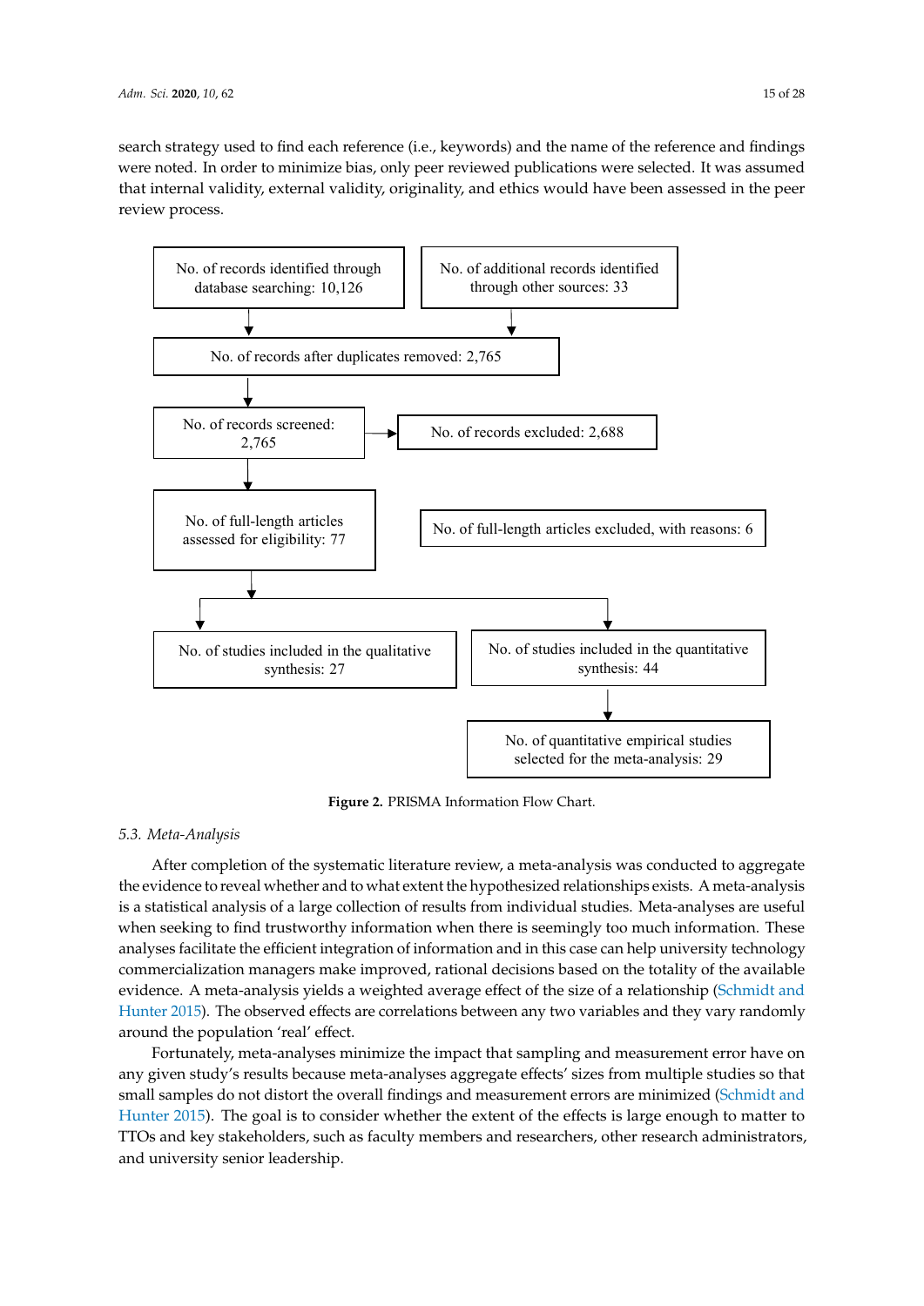search strategy used to find each reference (i.e., keywords) and the name of the reference and findings were noted. In order to minimize bias, only peer reviewed publications were selected. It was assumed that internal validity, external validity, originality, and ethics would have been assessed in the peer review process.

No. of records identified through database searching: 10,126

No. of additional records identified through other sources: 33

No. of records after duplicates removed: 2,765

No. of records screened: 2,765

No. of records excluded: 2,688

No. of full-length articles assessed for eligibility: 77

No. of full-length articles excluded, with reasons: 6

No. of studies included in the qualitative synthesis: 27

No. of studies included in the quantitative synthesis: 44

No. of quantitative empirical studies selected for the meta-analysis: 29

**Figure 2.** PRISMA Information Flow Chart.

### *5.3. Meta-Analysis*

After completion of the systematic literature review, a meta-analysis was conducted to aggregate the evidence to reveal whether and to what extent the hypothesized relationships exists. A meta-analysis is a statistical analysis of a large collection of results from individual studies. Meta-analyses are useful when seeking to find trustworthy information when there is seemingly too much information. These analyses facilitate the efficient integration of information and in this case can help university technology commercialization managers make improved, rational decisions based on the totality of the available evidence. A meta-analysis yields a weighted average effect of the size of a relationship (Schmidt and Hunter 2015). The observed effects are correlations between any two variables and they vary randomly around the population 'real' effect.

Fortunately, meta-analyses minimize the impact that sampling and measurement error have on any given study's results because meta-analyses aggregate effects' sizes from multiple studies so that small samples do not distort the overall findings and measurement errors are minimized (Schmidt and Hunter 2015). The goal is to consider whether the extent of the effects is large enough to matter to TTOs and key stakeholders, such as faculty members and researchers, other research administrators, and university senior leadership.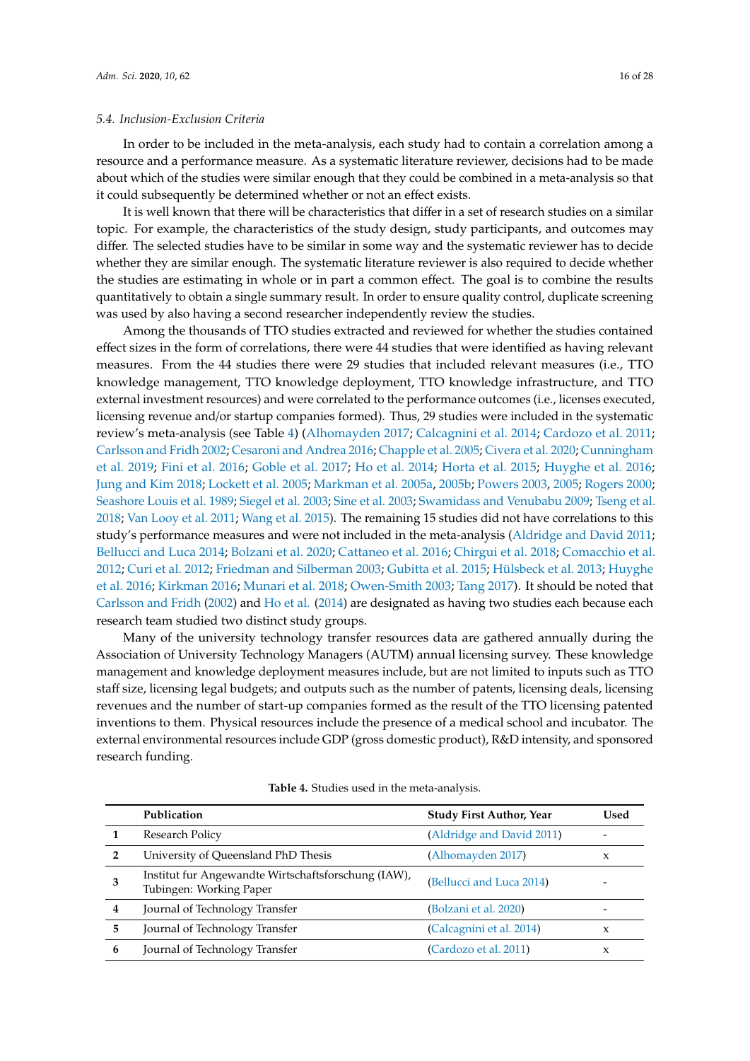### 5.4. Inclusion-Exclusion Criteria

In order to be included in the meta-analysis, each study had to contain a correlation among a resource and a performance measure. As a systematic literature reviewer, decisions had to be made about which of the studies were similar enough that they could be combined in a meta-analysis so that it could subsequently be determined whether or not an effect exists.

It is well known that there will be characteristics that differ in a set of research studies on a similar topic. For example, the characteristics of the study design, study participants, and outcomes may differ. The selected studies have to be similar in some way and the systematic reviewer has to decide whether they are similar enough. The systematic literature reviewer is also required to decide whether the studies are estimating in whole or in part a common effect. The goal is to combine the results quantitatively to obtain a single summary result. In order to ensure quality control, duplicate screening was used by also having a second researcher independently review the studies.

Among the thousands of TTO studies extracted and reviewed for whether the studies contained effect sizes in the form of correlations, there were 44 studies that were identified as having relevant measures. From the 44 studies there were 29 studies that included relevant measures (i.e., TTO knowledge management, TTO knowledge deployment, TTO knowledge infrastructure, and TTO external investment resources) and were correlated to the performance outcomes (i.e., licenses executed, licensing revenue and/or startup companies formed). Thus, 29 studies were included in the systematic review's meta-analysis (see Table 4) (Alhomayden 2017; Calcagnini et al. 2014; Cardozo et al. 2011; Carlsson and Fridh 2002; Cesaroni and Andrea 2016; Chapple et al. 2005; Civera et al. 2020; Cunningham et al. 2019; Fini et al. 2016; Goble et al. 2017; Ho et al. 2014; Horta et al. 2015; Huyghe et al. 2016; Jung and Kim 2018; Lockett et al. 2005; Markman et al. 2005a, 2005b; Powers 2003, 2005; Rogers 2000; Seashore Louis et al. 1989; Siegel et al. 2003; Sine et al. 2003; Swamidass and Venubabu 2009; Tseng et al. 2018; Van Looy et al. 2011; Wang et al. 2015). The remaining 15 studies did not have correlations to this study's performance measures and were not included in the meta-analysis (Aldridge and David 2011; Bellucci and Luca 2014; Bolzani et al. 2020; Cattaneo et al. 2016; Chirgui et al. 2018; Comacchio et al. 2012; Curi et al. 2012; Friedman and Silberman 2003; Gubitta et al. 2015; Hülsbeck et al. 2013; Huyghe et al. 2016; Kirkman 2016; Munari et al. 2018; Owen-Smith 2003; Tang 2017). It should be noted that Carlsson and Fridh (2002) and Ho et al. (2014) are designated as having two studies each because each research team studied two distinct study groups.

Many of the university technology transfer resources data are gathered annually during the Association of University Technology Managers (AUTM) annual licensing survey. These knowledge management and knowledge deployment measures include, but are not limited to inputs such as TTO staff size, licensing legal budgets; and outputs such as the number of patents, licensing deals, licensing revenues and the number of start-up companies formed as the result of the TTO licensing patented inventions to them. Physical resources include the presence of a medical school and incubator. The external environmental resources include GDP (gross domestic product), R&D intensity, and sponsored research funding.

**Table 4.** Studies used in the meta-analysis.

| | Publication | Study First Author, Year | Used |
|---|---|---|---|
| **1** | Research Policy | (Aldridge and David 2011) | - |
| **2** | University of Queensland PhD Thesis | (Alhomayden 2017) | x |
| **3** | Institut fur Angewandte Wirtschaftsforschung (IAW), Tubingen: Working Paper | (Bellucci and Luca 2014) | - |
| **4** | Journal of Technology Transfer | (Bolzani et al. 2020) | - |
| **5** | Journal of Technology Transfer | (Calcagnini et al. 2014) | x |
| **6** | Journal of Technology Transfer | (Cardozo et al. 2011) | x |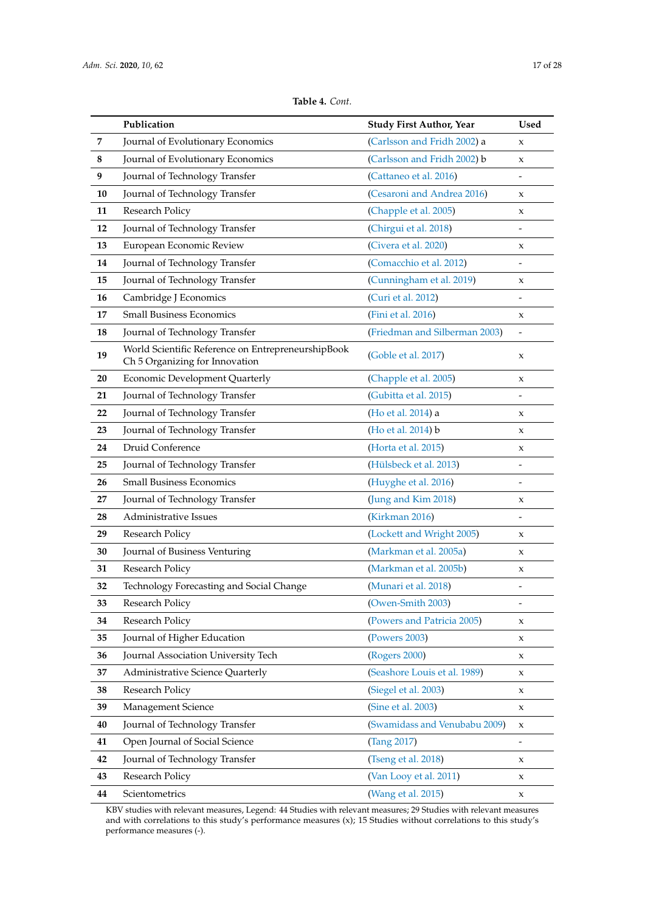**Table 4.** *Cont.*

| | Publication | Study First Author, Year | Used |
|---|---|---|---|
| **7** | Journal of Evolutionary Economics | (Carlsson and Fridh 2002) a | x |
| **8** | Journal of Evolutionary Economics | (Carlsson and Fridh 2002) b | x |
| **9** | Journal of Technology Transfer | (Cattaneo et al. 2016) | - |
| **10** | Journal of Technology Transfer | (Cesaroni and Andrea 2016) | x |
| **11** | Research Policy | (Chapple et al. 2005) | x |
| **12** | Journal of Technology Transfer | (Chirgui et al. 2018) | - |
| **13** | European Economic Review | (Civera et al. 2020) | x |
| **14** | Journal of Technology Transfer | (Comacchio et al. 2012) | - |
| **15** | Journal of Technology Transfer | (Cunningham et al. 2019) | x |
| **16** | Cambridge J Economics | (Curi et al. 2012) | - |
| **17** | Small Business Economics | (Fini et al. 2016) | x |
| **18** | Journal of Technology Transfer | (Friedman and Silberman 2003) | - |
| **19** | World Scientific Reference on EntrepreneurshipBook Ch 5 Organizing for Innovation | (Goble et al. 2017) | x |
| **20** | Economic Development Quarterly | (Chapple et al. 2005) | x |
| **21** | Journal of Technology Transfer | (Gubitta et al. 2015) | - |
| **22** | Journal of Technology Transfer | (Ho et al. 2014) a | x |
| **23** | Journal of Technology Transfer | (Ho et al. 2014) b | x |
| **24** | Druid Conference | (Horta et al. 2015) | x |
| **25** | Journal of Technology Transfer | (Hülsbeck et al. 2013) | - |
| **26** | Small Business Economics | (Huyghe et al. 2016) | - |
| **27** | Journal of Technology Transfer | (Jung and Kim 2018) | x |
| **28** | Administrative Issues | (Kirkman 2016) | - |
| **29** | Research Policy | (Lockett and Wright 2005) | x |
| **30** | Journal of Business Venturing | (Markman et al. 2005a) | x |
| **31** | Research Policy | (Markman et al. 2005b) | x |
| **32** | Technology Forecasting and Social Change | (Munari et al. 2018) | - |
| **33** | Research Policy | (Owen-Smith 2003) | - |
| **34** | Research Policy | (Powers and Patricia 2005) | x |
| **35** | Journal of Higher Education | (Powers 2003) | x |
| **36** | Journal Association University Tech | (Rogers 2000) | x |
| **37** | Administrative Science Quarterly | (Seashore Louis et al. 1989) | x |
| **38** | Research Policy | (Siegel et al. 2003) | x |
| **39** | Management Science | (Sine et al. 2003) | x |
| **40** | Journal of Technology Transfer | (Swamidass and Venubabu 2009) | x |
| **41** | Open Journal of Social Science | (Tang 2017) | - |
| **42** | Journal of Technology Transfer | (Tseng et al. 2018) | x |
| **43** | Research Policy | (Van Looy et al. 2011) | x |
| **44** | Scientometrics | (Wang et al. 2015) | x |

KBV studies with relevant measures, Legend: 44 Studies with relevant measures; 29 Studies with relevant measures and with correlations to this study's performance measures (x); 15 Studies without correlations to this study's performance measures (-).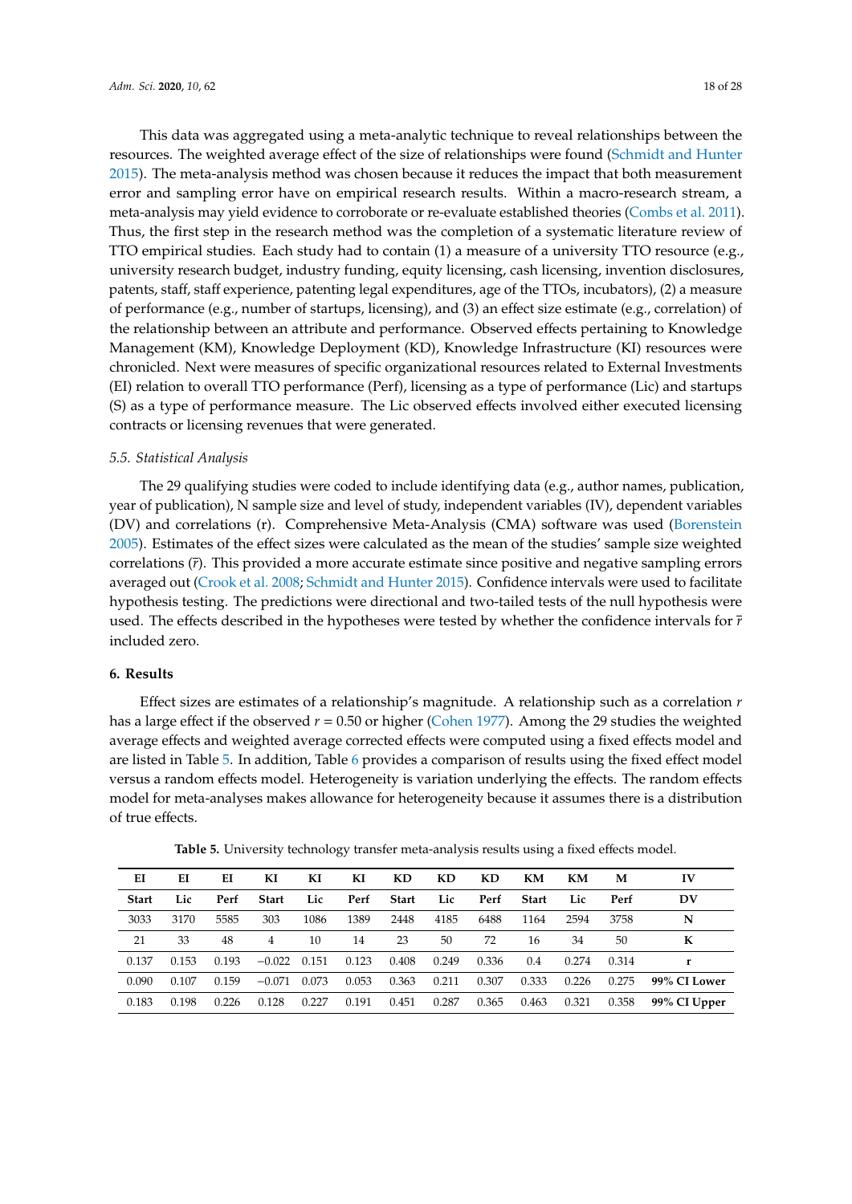This data was aggregated using a meta-analytic technique to reveal relationships between the resources. The weighted average effect of the size of relationships were found (Schmidt and Hunter 2015). The meta-analysis method was chosen because it reduces the impact that both measurement error and sampling error have on empirical research results. Within a macro-research stream, a meta-analysis may yield evidence to corroborate or re-evaluate established theories (Combs et al. 2011). Thus, the first step in the research method was the completion of a systematic literature review of TTO empirical studies. Each study had to contain (1) a measure of a university TTO resource (e.g., university research budget, industry funding, equity licensing, cash licensing, invention disclosures, patents, staff, staff experience, patenting legal expenditures, age of the TTOs, incubators), (2) a measure of performance (e.g., number of startups, licensing), and (3) an effect size estimate (e.g., correlation) of the relationship between an attribute and performance. Observed effects pertaining to Knowledge Management (KM), Knowledge Deployment (KD), Knowledge Infrastructure (KI) resources were chronicled. Next were measures of specific organizational resources related to External Investments (EI) relation to overall TTO performance (Perf), licensing as a type of performance (Lic) and startups (S) as a type of performance measure. The Lic observed effects involved either executed licensing contracts or licensing revenues that were generated.

### 5.5. Statistical Analysis

The 29 qualifying studies were coded to include identifying data (e.g., author names, publication, year of publication), N sample size and level of study, independent variables (IV), dependent variables (DV) and correlations (r). Comprehensive Meta-Analysis (CMA) software was used (Borenstein 2005). Estimates of the effect sizes were calculated as the mean of the studies' sample size weighted correlations ($\bar{r}$). This provided a more accurate estimate since positive and negative sampling errors averaged out (Crook et al. 2008; Schmidt and Hunter 2015). Confidence intervals were used to facilitate hypothesis testing. The predictions were directional and two-tailed tests of the null hypothesis were used. The effects described in the hypotheses were tested by whether the confidence intervals for $\bar{r}$ included zero.

## 6. Results

Effect sizes are estimates of a relationship's magnitude. A relationship such as a correlation $r$ has a large effect if the observed $r = 0.50$ or higher (Cohen 1977). Among the 29 studies the weighted average effects and weighted average corrected effects were computed using a fixed effects model and are listed in Table 5. In addition, Table 6 provides a comparison of results using the fixed effect model versus a random effects model. Heterogeneity is variation underlying the effects. The random effects model for meta-analyses makes allowance for heterogeneity because it assumes there is a distribution of true effects.

**Table 5.** University technology transfer meta-analysis results using a fixed effects model.

| EI | EI | EI | KI | KI | KI | KD | KD | KD | KM | KM | M | IV |
|---|---|---|---|---|---|---|---|---|---|---|---|---|
| **Start** | **Lic** | **Perf** | **Start** | **Lic** | **Perf** | **Start** | **Lic** | **Perf** | **Start** | **Lic** | **Perf** | **DV** |
| 3033 | 3170 | 5585 | 303 | 1086 | 1389 | 2448 | 4185 | 6488 | 1164 | 2594 | 3758 | **N** |
| 21 | 33 | 48 | 4 | 10 | 14 | 23 | 50 | 72 | 16 | 34 | 50 | **K** |
| 0.137 | 0.153 | 0.193 | −0.022 | 0.151 | 0.123 | 0.408 | 0.249 | 0.336 | 0.4 | 0.274 | 0.314 | **r** |
| 0.090 | 0.107 | 0.159 | −0.071 | 0.073 | 0.053 | 0.363 | 0.211 | 0.307 | 0.333 | 0.226 | 0.275 | **99% CI Lower** |
| 0.183 | 0.198 | 0.226 | 0.128 | 0.227 | 0.191 | 0.451 | 0.287 | 0.365 | 0.463 | 0.321 | 0.358 | **99% CI Upper** |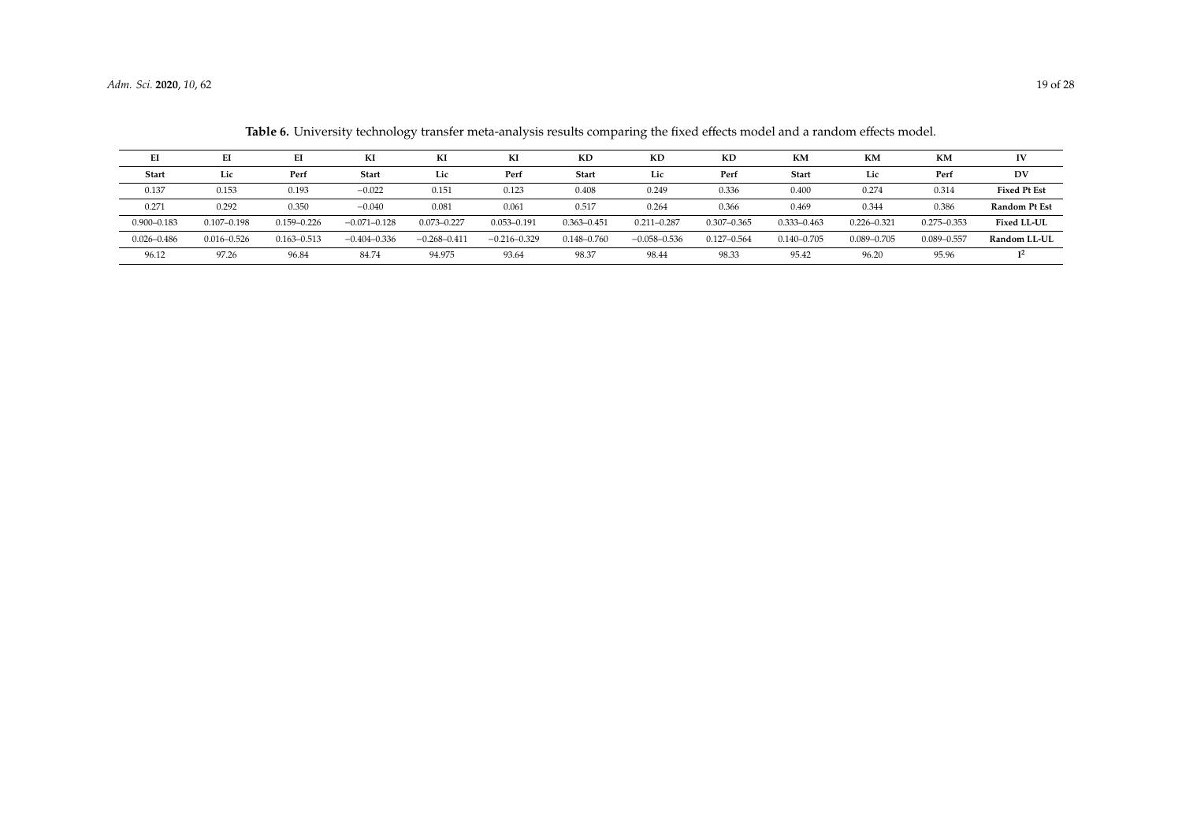**Table 6.** University technology transfer meta-analysis results comparing the fixed effects model and a random effects model.

| EI | EI | EI | KI | KI | KI | KD | KD | KD | KM | KM | KM | IV |
|---|---|---|---|---|---|---|---|---|---|---|---|---|
| **Start** | **Lic** | **Perf** | **Start** | **Lic** | **Perf** | **Start** | **Lic** | **Perf** | **Start** | **Lic** | **Perf** | **DV** |
| 0.137 | 0.153 | 0.193 | −0.022 | 0.151 | 0.123 | 0.408 | 0.249 | 0.336 | 0.400 | 0.274 | 0.314 | **Fixed Pt Est** |
| 0.271 | 0.292 | 0.350 | −0.040 | 0.081 | 0.061 | 0.517 | 0.264 | 0.366 | 0.469 | 0.344 | 0.386 | **Random Pt Est** |
| 0.900–0.183 | 0.107–0.198 | 0.159–0.226 | −0.071–0.128 | 0.073–0.227 | 0.053–0.191 | 0.363–0.451 | 0.211–0.287 | 0.307–0.365 | 0.333–0.463 | 0.226–0.321 | 0.275–0.353 | **Fixed LL-UL** |
| 0.026–0.486 | 0.016–0.526 | 0.163–0.513 | −0.404–0.336 | −0.268–0.411 | −0.216–0.329 | 0.148–0.760 | −0.058–0.536 | 0.127–0.564 | 0.140–0.705 | 0.089–0.705 | 0.089–0.557 | **Random LL-UL** |
| 96.12 | 97.26 | 96.84 | 84.74 | 94.975 | 93.64 | 98.37 | 98.44 | 98.33 | 95.42 | 96.20 | 95.96 | $I^2$ |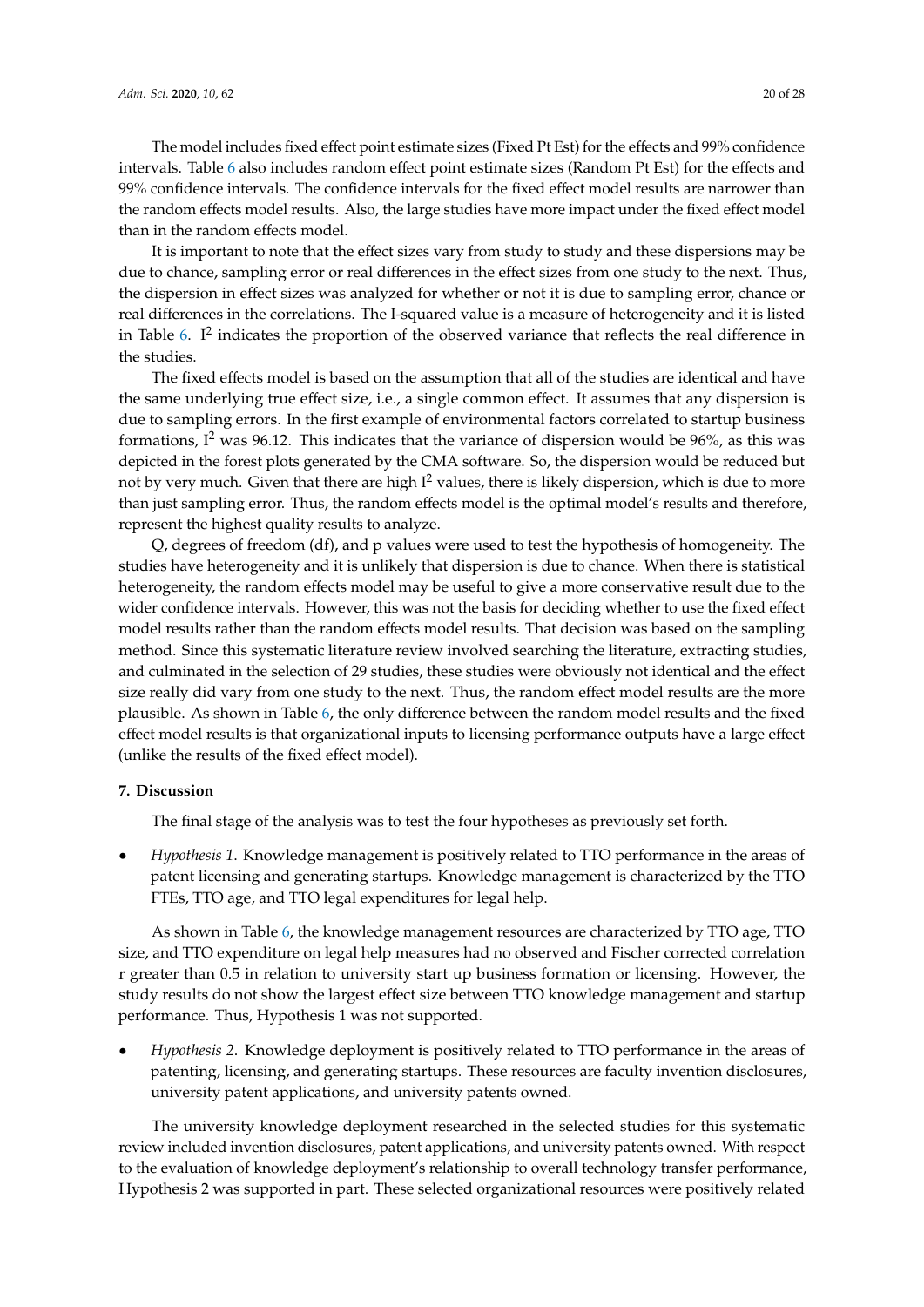The model includes fixed effect point estimate sizes (Fixed Pt Est) for the effects and 99% confidence intervals. Table 6 also includes random effect point estimate sizes (Random Pt Est) for the effects and 99% confidence intervals. The confidence intervals for the fixed effect model results are narrower than the random effects model results. Also, the large studies have more impact under the fixed effect model than in the random effects model.

It is important to note that the effect sizes vary from study to study and these dispersions may be due to chance, sampling error or real differences in the effect sizes from one study to the next. Thus, the dispersion in effect sizes was analyzed for whether or not it is due to sampling error, chance or real differences in the correlations. The I-squared value is a measure of heterogeneity and it is listed in Table 6. $I^2$ indicates the proportion of the observed variance that reflects the real difference in the studies.

The fixed effects model is based on the assumption that all of the studies are identical and have the same underlying true effect size, i.e., a single common effect. It assumes that any dispersion is due to sampling errors. In the first example of environmental factors correlated to startup business formations, $I^2$ was 96.12. This indicates that the variance of dispersion would be 96%, as this was depicted in the forest plots generated by the CMA software. So, the dispersion would be reduced but not by very much. Given that there are high $I^2$ values, there is likely dispersion, which is due to more than just sampling error. Thus, the random effects model is the optimal model's results and therefore, represent the highest quality results to analyze.

Q, degrees of freedom (df), and p values were used to test the hypothesis of homogeneity. The studies have heterogeneity and it is unlikely that dispersion is due to chance. When there is statistical heterogeneity, the random effects model may be useful to give a more conservative result due to the wider confidence intervals. However, this was not the basis for deciding whether to use the fixed effect model results rather than the random effects model results. That decision was based on the sampling method. Since this systematic literature review involved searching the literature, extracting studies, and culminated in the selection of 29 studies, these studies were obviously not identical and the effect size really did vary from one study to the next. Thus, the random effect model results are the more plausible. As shown in Table 6, the only difference between the random model results and the fixed effect model results is that organizational inputs to licensing performance outputs have a large effect (unlike the results of the fixed effect model).

## 7. Discussion

The final stage of the analysis was to test the four hypotheses as previously set forth.

- *Hypothesis 1*. Knowledge management is positively related to TTO performance in the areas of patent licensing and generating startups. Knowledge management is characterized by the TTO FTEs, TTO age, and TTO legal expenditures for legal help.

As shown in Table 6, the knowledge management resources are characterized by TTO age, TTO size, and TTO expenditure on legal help measures had no observed and Fischer corrected correlation r greater than 0.5 in relation to university start up business formation or licensing. However, the study results do not show the largest effect size between TTO knowledge management and startup performance. Thus, Hypothesis 1 was not supported.

- *Hypothesis 2*. Knowledge deployment is positively related to TTO performance in the areas of patenting, licensing, and generating startups. These resources are faculty invention disclosures, university patent applications, and university patents owned.

The university knowledge deployment researched in the selected studies for this systematic review included invention disclosures, patent applications, and university patents owned. With respect to the evaluation of knowledge deployment's relationship to overall technology transfer performance, Hypothesis 2 was supported in part. These selected organizational resources were positively related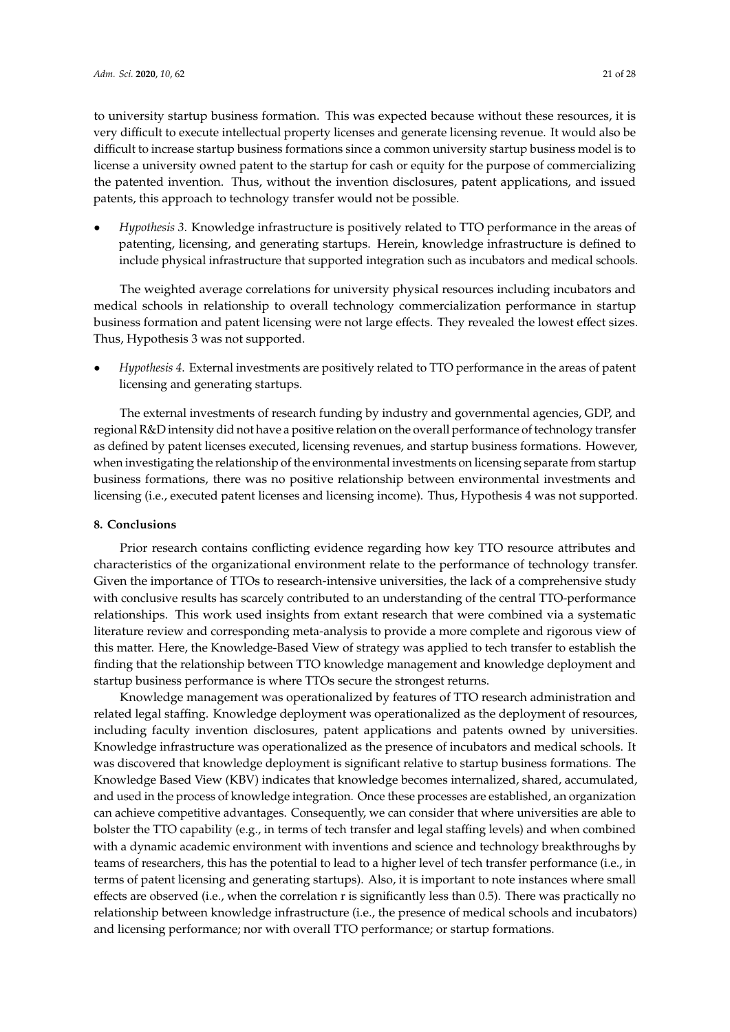to university startup business formation. This was expected because without these resources, it is very difficult to execute intellectual property licenses and generate licensing revenue. It would also be difficult to increase startup business formations since a common university startup business model is to license a university owned patent to the startup for cash or equity for the purpose of commercializing the patented invention. Thus, without the invention disclosures, patent applications, and issued patents, this approach to technology transfer would not be possible.

- *Hypothesis 3.* Knowledge infrastructure is positively related to TTO performance in the areas of patenting, licensing, and generating startups. Herein, knowledge infrastructure is defined to include physical infrastructure that supported integration such as incubators and medical schools.

The weighted average correlations for university physical resources including incubators and medical schools in relationship to overall technology commercialization performance in startup business formation and patent licensing were not large effects. They revealed the lowest effect sizes. Thus, Hypothesis 3 was not supported.

- *Hypothesis 4.* External investments are positively related to TTO performance in the areas of patent licensing and generating startups.

The external investments of research funding by industry and governmental agencies, GDP, and regional R&D intensity did not have a positive relation on the overall performance of technology transfer as defined by patent licenses executed, licensing revenues, and startup business formations. However, when investigating the relationship of the environmental investments on licensing separate from startup business formations, there was no positive relationship between environmental investments and licensing (i.e., executed patent licenses and licensing income). Thus, Hypothesis 4 was not supported.

## 8. Conclusions

Prior research contains conflicting evidence regarding how key TTO resource attributes and characteristics of the organizational environment relate to the performance of technology transfer. Given the importance of TTOs to research-intensive universities, the lack of a comprehensive study with conclusive results has scarcely contributed to an understanding of the central TTO-performance relationships. This work used insights from extant research that were combined via a systematic literature review and corresponding meta-analysis to provide a more complete and rigorous view of this matter. Here, the Knowledge-Based View of strategy was applied to tech transfer to establish the finding that the relationship between TTO knowledge management and knowledge deployment and startup business performance is where TTOs secure the strongest returns.

Knowledge management was operationalized by features of TTO research administration and related legal staffing. Knowledge deployment was operationalized as the deployment of resources, including faculty invention disclosures, patent applications and patents owned by universities. Knowledge infrastructure was operationalized as the presence of incubators and medical schools. It was discovered that knowledge deployment is significant relative to startup business formations. The Knowledge Based View (KBV) indicates that knowledge becomes internalized, shared, accumulated, and used in the process of knowledge integration. Once these processes are established, an organization can achieve competitive advantages. Consequently, we can consider that where universities are able to bolster the TTO capability (e.g., in terms of tech transfer and legal staffing levels) and when combined with a dynamic academic environment with inventions and science and technology breakthroughs by teams of researchers, this has the potential to lead to a higher level of tech transfer performance (i.e., in terms of patent licensing and generating startups). Also, it is important to note instances where small effects are observed (i.e., when the correlation r is significantly less than 0.5). There was practically no relationship between knowledge infrastructure (i.e., the presence of medical schools and incubators) and licensing performance; nor with overall TTO performance; or startup formations.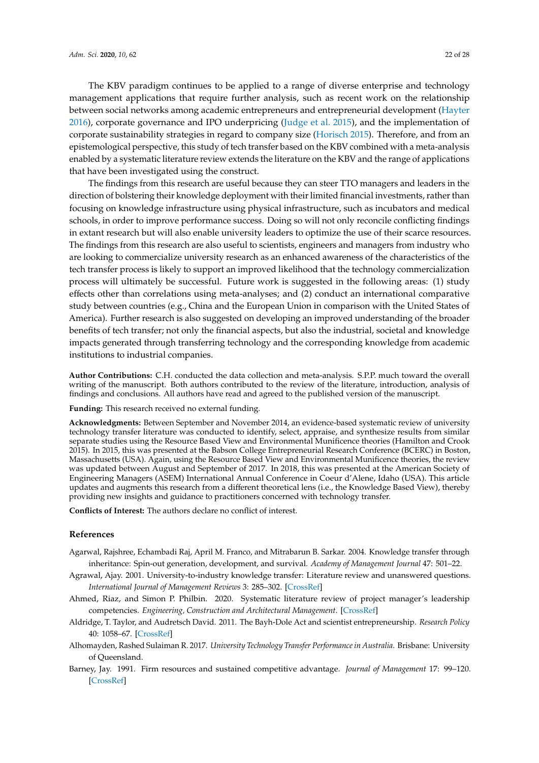The KBV paradigm continues to be applied to a range of diverse enterprise and technology management applications that require further analysis, such as recent work on the relationship between social networks among academic entrepreneurs and entrepreneurial development (Hayter 2016), corporate governance and IPO underpricing (Judge et al. 2015), and the implementation of corporate sustainability strategies in regard to company size (Horisch 2015). Therefore, and from an epistemological perspective, this study of tech transfer based on the KBV combined with a meta-analysis enabled by a systematic literature review extends the literature on the KBV and the range of applications that have been investigated using the construct.

The findings from this research are useful because they can steer TTO managers and leaders in the direction of bolstering their knowledge deployment with their limited financial investments, rather than focusing on knowledge infrastructure using physical infrastructure, such as incubators and medical schools, in order to improve performance success. Doing so will not only reconcile conflicting findings in extant research but will also enable university leaders to optimize the use of their scarce resources. The findings from this research are also useful to scientists, engineers and managers from industry who are looking to commercialize university research as an enhanced awareness of the characteristics of the tech transfer process is likely to support an improved likelihood that the technology commercialization process will ultimately be successful. Future work is suggested in the following areas: (1) study effects other than correlations using meta-analyses; and (2) conduct an international comparative study between countries (e.g., China and the European Union in comparison with the United States of America). Further research is also suggested on developing an improved understanding of the broader benefits of tech transfer; not only the financial aspects, but also the industrial, societal and knowledge impacts generated through transferring technology and the corresponding knowledge from academic institutions to industrial companies.

**Author Contributions:** C.H. conducted the data collection and meta-analysis. S.P.P. much toward the overall writing of the manuscript. Both authors contributed to the review of the literature, introduction, analysis of findings and conclusions. All authors have read and agreed to the published version of the manuscript.

**Funding:** This research received no external funding.

**Acknowledgments:** Between September and November 2014, an evidence-based systematic review of university technology transfer literature was conducted to identify, select, appraise, and synthesize results from similar separate studies using the Resource Based View and Environmental Munificence theories (Hamilton and Crook 2015). In 2015, this was presented at the Babson College Entrepreneurial Research Conference (BCERC) in Boston, Massachusetts (USA). Again, using the Resource Based View and Environmental Munificence theories, the review was updated between August and September of 2017. In 2018, this was presented at the American Society of Engineering Managers (ASEM) International Annual Conference in Coeur d'Alene, Idaho (USA). This article updates and augments this research from a different theoretical lens (i.e., the Knowledge Based View), thereby providing new insights and guidance to practitioners concerned with technology transfer.

**Conflicts of Interest:** The authors declare no conflict of interest.

## References

Agarwal, Rajshree, Echambadi Raj, April M. Franco, and Mitrabarun B. Sarkar. 2004. Knowledge transfer through inheritance: Spin-out generation, development, and survival. *Academy of Management Journal* 47: 501–22.

Agrawal, Ajay. 2001. University-to-industry knowledge transfer: Literature review and unanswered questions. *International Journal of Management Reviews* 3: 285–302. [CrossRef]

Ahmed, Riaz, and Simon P. Philbin. 2020. Systematic literature review of project manager's leadership competencies. *Engineering, Construction and Architectural Management*. [CrossRef]

Aldridge, T. Taylor, and Audretsch David. 2011. The Bayh-Dole Act and scientist entrepreneurship. *Research Policy* 40: 1058–67. [CrossRef]

Alhomayden, Rashed Sulaiman R. 2017. *University Technology Transfer Performance in Australia*. Brisbane: University of Queensland.

Barney, Jay. 1991. Firm resources and sustained competitive advantage. *Journal of Management* 17: 99–120. [CrossRef]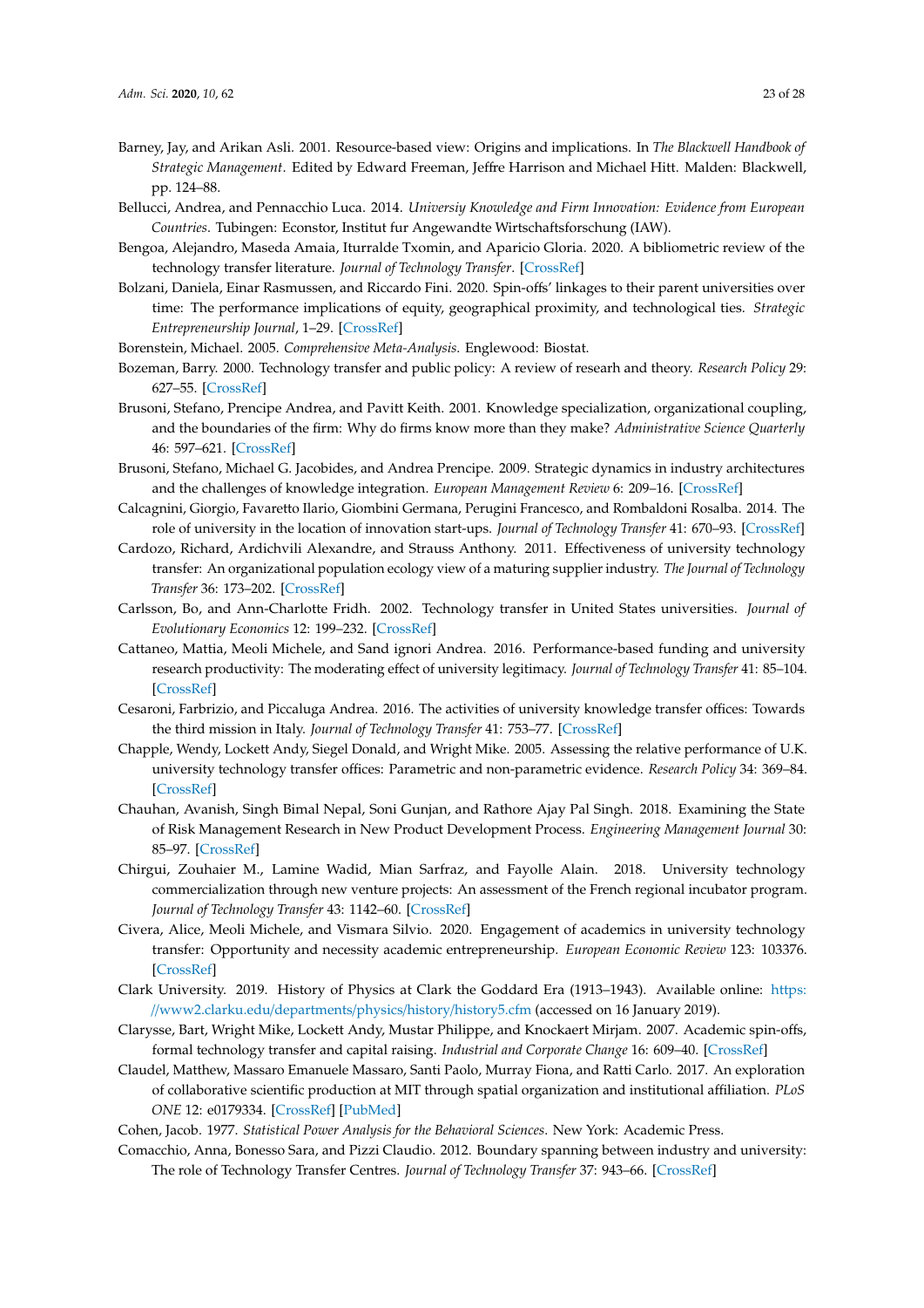Barney, Jay, and Arikan Asli. 2001. Resource-based view: Origins and implications. In *The Blackwell Handbook of Strategic Management*. Edited by Edward Freeman, Jeffre Harrison and Michael Hitt. Malden: Blackwell, pp. 124–88.

Bellucci, Andrea, and Pennacchio Luca. 2014. *Universiy Knowledge and Firm Innovation: Evidence from European Countries*. Tubingen: Econstor, Institut fur Angewandte Wirtschaftsforschung (IAW).

Bengoa, Alejandro, Maseda Amaia, Iturralde Txomin, and Aparicio Gloria. 2020. A bibliometric review of the technology transfer literature. *Journal of Technology Transfer*. [CrossRef]

Bolzani, Daniela, Einar Rasmussen, and Riccardo Fini. 2020. Spin-offs' linkages to their parent universities over time: The performance implications of equity, geographical proximity, and technological ties. *Strategic Entrepreneurship Journal*, 1–29. [CrossRef]

Borenstein, Michael. 2005. *Comprehensive Meta-Analysis*. Englewood: Biostat.

Bozeman, Barry. 2000. Technology transfer and public policy: A review of researh and theory. *Research Policy* 29: 627–55. [CrossRef]

Brusoni, Stefano, Prencipe Andrea, and Pavitt Keith. 2001. Knowledge specialization, organizational coupling, and the boundaries of the firm: Why do firms know more than they make? *Administrative Science Quarterly* 46: 597–621. [CrossRef]

Brusoni, Stefano, Michael G. Jacobides, and Andrea Prencipe. 2009. Strategic dynamics in industry architectures and the challenges of knowledge integration. *European Management Review* 6: 209–16. [CrossRef]

Calcagnini, Giorgio, Favaretto Ilario, Giombini Germana, Perugini Francesco, and Rombaldoni Rosalba. 2014. The role of university in the location of innovation start-ups. *Journal of Technology Transfer* 41: 670–93. [CrossRef]

Cardozo, Richard, Ardichvili Alexandre, and Strauss Anthony. 2011. Effectiveness of university technology transfer: An organizational population ecology view of a maturing supplier industry. *The Journal of Technology Transfer* 36: 173–202. [CrossRef]

Carlsson, Bo, and Ann-Charlotte Fridh. 2002. Technology transfer in United States universities. *Journal of Evolutionary Economics* 12: 199–232. [CrossRef]

Cattaneo, Mattia, Meoli Michele, and Sand ignori Andrea. 2016. Performance-based funding and university research productivity: The moderating effect of university legitimacy. *Journal of Technology Transfer* 41: 85–104. [CrossRef]

Cesaroni, Farbrizio, and Piccaluga Andrea. 2016. The activities of university knowledge transfer offices: Towards the third mission in Italy. *Journal of Technology Transfer* 41: 753–77. [CrossRef]

Chapple, Wendy, Lockett Andy, Siegel Donald, and Wright Mike. 2005. Assessing the relative performance of U.K. university technology transfer offices: Parametric and non-parametric evidence. *Research Policy* 34: 369–84. [CrossRef]

Chauhan, Avanish, Singh Bimal Nepal, Soni Gunjan, and Rathore Ajay Pal Singh. 2018. Examining the State of Risk Management Research in New Product Development Process. *Engineering Management Journal* 30: 85–97. [CrossRef]

Chirgui, Zouhaier M., Lamine Wadid, Mian Sarfraz, and Fayolle Alain. 2018. University technology commercialization through new venture projects: An assessment of the French regional incubator program. *Journal of Technology Transfer* 43: 1142–60. [CrossRef]

Civera, Alice, Meoli Michele, and Vismara Silvio. 2020. Engagement of academics in university technology transfer: Opportunity and necessity academic entrepreneurship. *European Economic Review* 123: 103376. [CrossRef]

Clark University. 2019. History of Physics at Clark the Goddard Era (1913–1943). Available online: https://www2.clarku.edu/departments/physics/history/history5.cfm (accessed on 16 January 2019).

Clarysse, Bart, Wright Mike, Lockett Andy, Mustar Philippe, and Knockaert Mirjam. 2007. Academic spin-offs, formal technology transfer and capital raising. *Industrial and Corporate Change* 16: 609–40. [CrossRef]

Claudel, Matthew, Massaro Emanuele Massaro, Santi Paolo, Murray Fiona, and Ratti Carlo. 2017. An exploration of collaborative scientific production at MIT through spatial organization and institutional affiliation. *PLoS ONE* 12: e0179334. [CrossRef] [PubMed]

Cohen, Jacob. 1977. *Statistical Power Analysis for the Behavioral Sciences*. New York: Academic Press.

Comacchio, Anna, Bonesso Sara, and Pizzi Claudio. 2012. Boundary spanning between industry and university: The role of Technology Transfer Centres. *Journal of Technology Transfer* 37: 943–66. [CrossRef]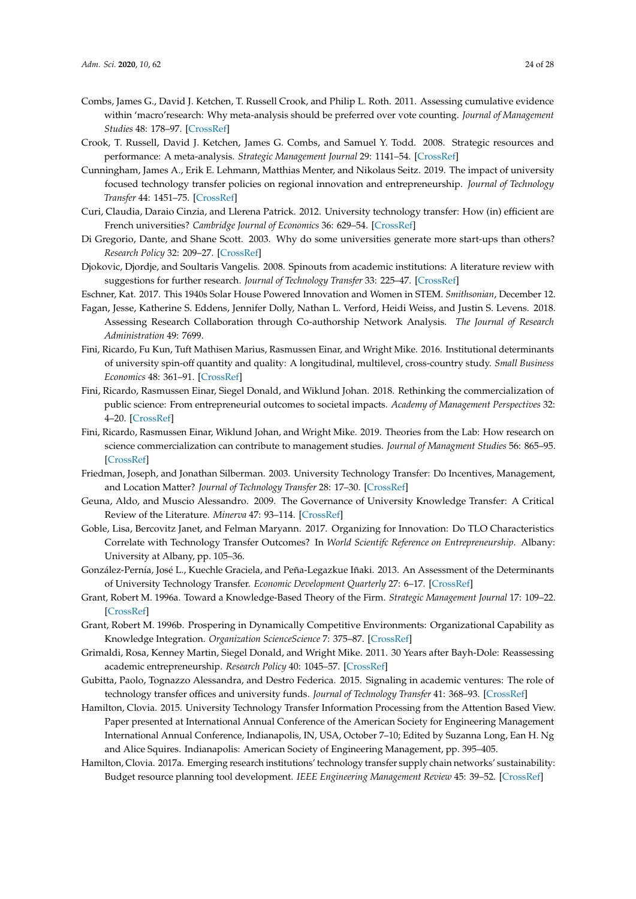Combs, James G., David J. Ketchen, T. Russell Crook, and Philip L. Roth. 2011. Assessing cumulative evidence within 'macro'research: Why meta-analysis should be preferred over vote counting. *Journal of Management Studies* 48: 178–97. [CrossRef]

Crook, T. Russell, David J. Ketchen, James G. Combs, and Samuel Y. Todd. 2008. Strategic resources and performance: A meta-analysis. *Strategic Management Journal* 29: 1141–54. [CrossRef]

Cunningham, James A., Erik E. Lehmann, Matthias Menter, and Nikolaus Seitz. 2019. The impact of university focused technology transfer policies on regional innovation and entrepreneurship. *Journal of Technology Transfer* 44: 1451–75. [CrossRef]

Curi, Claudia, Daraio Cinzia, and Llerena Patrick. 2012. University technology transfer: How (in) efficient are French universities? *Cambridge Journal of Economics* 36: 629–54. [CrossRef]

Di Gregorio, Dante, and Shane Scott. 2003. Why do some universities generate more start-ups than others? *Research Policy* 32: 209–27. [CrossRef]

Djokovic, Djordje, and Soultaris Vangelis. 2008. Spinouts from academic institutions: A literature review with suggestions for further research. *Journal of Technology Transfer* 33: 225–47. [CrossRef]

Eschner, Kat. 2017. This 1940s Solar House Powered Innovation and Women in STEM. *Smithsonian*, December 12.

Fagan, Jesse, Katherine S. Eddens, Jennifer Dolly, Nathan L. Verford, Heidi Weiss, and Justin S. Levens. 2018. Assessing Research Collaboration through Co-authorship Network Analysis. *The Journal of Research Administration* 49: 7699.

Fini, Ricardo, Fu Kun, Tuft Mathisen Marius, Rasmussen Einar, and Wright Mike. 2016. Institutional determinants of university spin-off quantity and quality: A longitudinal, multilevel, cross-country study. *Small Business Economics* 48: 361–91. [CrossRef]

Fini, Ricardo, Rasmussen Einar, Siegel Donald, and Wiklund Johan. 2018. Rethinking the commercialization of public science: From entrepreneurial outcomes to societal impacts. *Academy of Management Perspectives* 32: 4–20. [CrossRef]

Fini, Ricardo, Rasmussen Einar, Wiklund Johan, and Wright Mike. 2019. Theories from the Lab: How research on science commercialization can contribute to management studies. *Journal of Managment Studies* 56: 865–95. [CrossRef]

Friedman, Joseph, and Jonathan Silberman. 2003. University Technology Transfer: Do Incentives, Management, and Location Matter? *Journal of Technology Transfer* 28: 17–30. [CrossRef]

Geuna, Aldo, and Muscio Alessandro. 2009. The Governance of University Knowledge Transfer: A Critical Review of the Literature. *Minerva* 47: 93–114. [CrossRef]

Goble, Lisa, Bercovitz Janet, and Felman Maryann. 2017. Organizing for Innovation: Do TLO Characteristics Correlate with Technology Transfer Outcomes? In *World Scientifc Reference on Entrepreneurship*. Albany: University at Albany, pp. 105–36.

González-Pernía, José L., Kuechle Graciela, and Peña-Legazkue Iñaki. 2013. An Assessment of the Determinants of University Technology Transfer. *Economic Development Quarterly* 27: 6–17. [CrossRef]

Grant, Robert M. 1996a. Toward a Knowledge-Based Theory of the Firm. *Strategic Management Journal* 17: 109–22. [CrossRef]

Grant, Robert M. 1996b. Prospering in Dynamically Competitive Environments: Organizational Capability as Knowledge Integration. *Organization ScienceScience* 7: 375–87. [CrossRef]

Grimaldi, Rosa, Kenney Martin, Siegel Donald, and Wright Mike. 2011. 30 Years after Bayh-Dole: Reassessing academic entrepreneurship. *Research Policy* 40: 1045–57. [CrossRef]

Gubitta, Paolo, Tognazzo Alessandra, and Destro Federica. 2015. Signaling in academic ventures: The role of technology transfer offices and university funds. *Journal of Technology Transfer* 41: 368–93. [CrossRef]

Hamilton, Clovia. 2015. University Technology Transfer Information Processing from the Attention Based View. Paper presented at International Annual Conference of the American Society for Engineering Management International Annual Conference, Indianapolis, IN, USA, October 7–10; Edited by Suzanna Long, Ean H. Ng and Alice Squires. Indianapolis: American Society of Engineering Management, pp. 395–405.

Hamilton, Clovia. 2017a. Emerging research institutions' technology transfer supply chain networks' sustainability: Budget resource planning tool development. *IEEE Engineering Management Review* 45: 39–52. [CrossRef]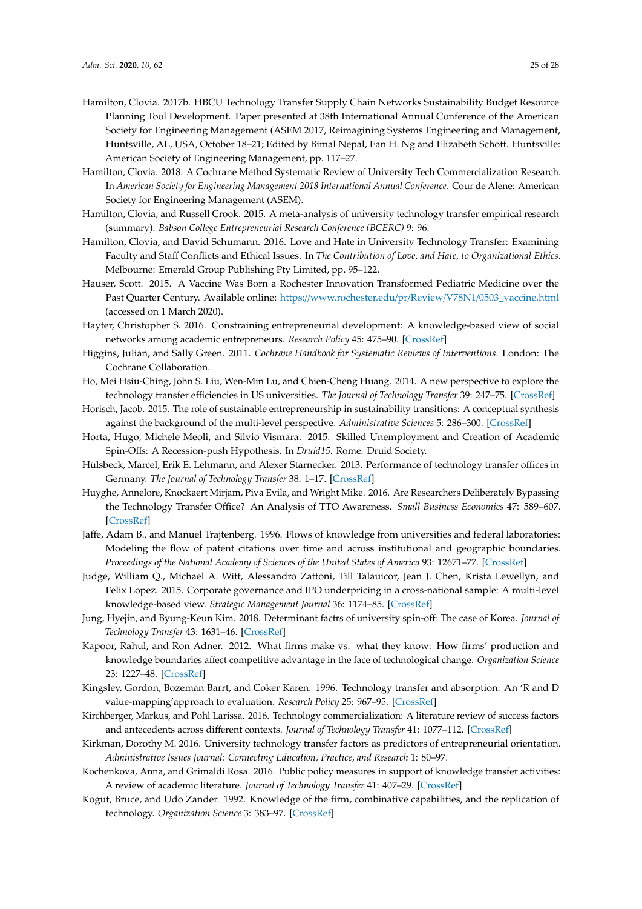Hamilton, Clovia. 2017b. HBCU Technology Transfer Supply Chain Networks Sustainability Budget Resource Planning Tool Development. Paper presented at 38th International Annual Conference of the American Society for Engineering Management (ASEM 2017, Reimagining Systems Engineering and Management, Huntsville, AL, USA, October 18–21; Edited by Bimal Nepal, Ean H. Ng and Elizabeth Schott. Huntsville: American Society of Engineering Management, pp. 117–27.

Hamilton, Clovia. 2018. A Cochrane Method Systematic Review of University Tech Commercialization Research. In *American Society for Engineering Management 2018 International Annual Conference*. Cour de Alene: American Society for Engineering Management (ASEM).

Hamilton, Clovia, and Russell Crook. 2015. A meta-analysis of university technology transfer empirical research (summary). *Babson College Entrepreneurial Research Conference (BCERC)* 9: 96.

Hamilton, Clovia, and David Schumann. 2016. Love and Hate in University Technology Transfer: Examining Faculty and Staff Conflicts and Ethical Issues. In *The Contribution of Love, and Hate, to Organizational Ethics*. Melbourne: Emerald Group Publishing Pty Limited, pp. 95–122.

Hauser, Scott. 2015. A Vaccine Was Born a Rochester Innovation Transformed Pediatric Medicine over the Past Quarter Century. Available online: https://www.rochester.edu/pr/Review/V78N1/0503_vaccine.html (accessed on 1 March 2020).

Hayter, Christopher S. 2016. Constraining entrepreneurial development: A knowledge-based view of social networks among academic entrepreneurs. *Research Policy* 45: 475–90. [CrossRef]

Higgins, Julian, and Sally Green. 2011. *Cochrane Handbook for Systematic Reviews of Interventions*. London: The Cochrane Collaboration.

Ho, Mei Hsiu-Ching, John S. Liu, Wen-Min Lu, and Chien-Cheng Huang. 2014. A new perspective to explore the technology transfer efficiencies in US universities. *The Journal of Technology Transfer* 39: 247–75. [CrossRef]

Horisch, Jacob. 2015. The role of sustainable entrepreneurship in sustainability transitions: A conceptual synthesis against the background of the multi-level perspective. *Administrative Sciences* 5: 286–300. [CrossRef]

Horta, Hugo, Michele Meoli, and Silvio Vismara. 2015. Skilled Unemployment and Creation of Academic Spin-Offs: A Recession-push Hypothesis. In *Druid15*. Rome: Druid Society.

Hülsbeck, Marcel, Erik E. Lehmann, and Alexer Starnecker. 2013. Performance of technology transfer offices in Germany. *The Journal of Technology Transfer* 38: 1–17. [CrossRef]

Huyghe, Annelore, Knockaert Mirjam, Piva Evila, and Wright Mike. 2016. Are Researchers Deliberately Bypassing the Technology Transfer Office? An Analysis of TTO Awareness. *Small Business Economics* 47: 589–607. [CrossRef]

Jaffe, Adam B., and Manuel Trajtenberg. 1996. Flows of knowledge from universities and federal laboratories: Modeling the flow of patent citations over time and across institutional and geographic boundaries. *Proceedings of the National Academy of Sciences of the United States of America* 93: 12671–77. [CrossRef]

Judge, William Q., Michael A. Witt, Alessandro Zattoni, Till Talauicor, Jean J. Chen, Krista Lewellyn, and Felix Lopez. 2015. Corporate governance and IPO underpricing in a cross-national sample: A multi-level knowledge-based view. *Strategic Management Journal* 36: 1174–85. [CrossRef]

Jung, Hyejin, and Byung-Keun Kim. 2018. Determinant factrs of university spin-off: The case of Korea. *Journal of Technology Transfer* 43: 1631–46. [CrossRef]

Kapoor, Rahul, and Ron Adner. 2012. What firms make vs. what they know: How firms' production and knowledge boundaries affect competitive advantage in the face of technological change. *Organization Science* 23: 1227–48. [CrossRef]

Kingsley, Gordon, Bozeman Barrt, and Coker Karen. 1996. Technology transfer and absorption: An 'R and D value-mapping'approach to evaluation. *Research Policy* 25: 967–95. [CrossRef]

Kirchberger, Markus, and Pohl Larissa. 2016. Technology commercialization: A literature review of success factors and antecedents across different contexts. *Journal of Technology Transfer* 41: 1077–112. [CrossRef]

Kirkman, Dorothy M. 2016. University technology transfer factors as predictors of entrepreneurial orientation. *Administrative Issues Journal: Connecting Education, Practice, and Research* 1: 80–97.

Kochenkova, Anna, and Grimaldi Rosa. 2016. Public policy measures in support of knowledge transfer activities: A review of academic literature. *Journal of Technology Transfer* 41: 407–29. [CrossRef]

Kogut, Bruce, and Udo Zander. 1992. Knowledge of the firm, combinative capabilities, and the replication of technology. *Organization Science* 3: 383–97. [CrossRef]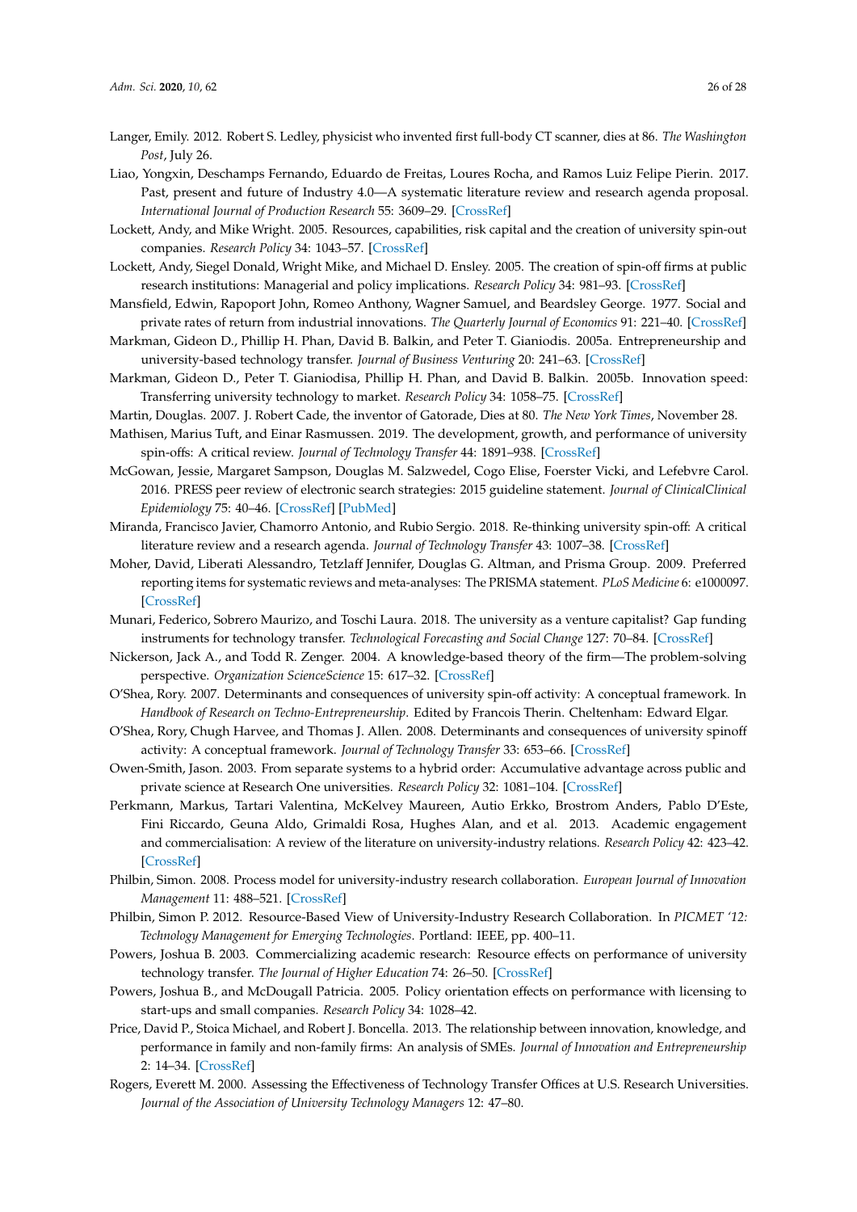Langer, Emily. 2012. Robert S. Ledley, physicist who invented first full-body CT scanner, dies at 86. *The Washington Post*, July 26.

Liao, Yongxin, Deschamps Fernando, Eduardo de Freitas, Loures Rocha, and Ramos Luiz Felipe Pierin. 2017. Past, present and future of Industry 4.0—A systematic literature review and research agenda proposal. *International Journal of Production Research* 55: 3609–29. [CrossRef]

Lockett, Andy, and Mike Wright. 2005. Resources, capabilities, risk capital and the creation of university spin-out companies. *Research Policy* 34: 1043–57. [CrossRef]

Lockett, Andy, Siegel Donald, Wright Mike, and Michael D. Ensley. 2005. The creation of spin-off firms at public research institutions: Managerial and policy implications. *Research Policy* 34: 981–93. [CrossRef]

Mansfield, Edwin, Rapoport John, Romeo Anthony, Wagner Samuel, and Beardsley George. 1977. Social and private rates of return from industrial innovations. *The Quarterly Journal of Economics* 91: 221–40. [CrossRef]

Markman, Gideon D., Phillip H. Phan, David B. Balkin, and Peter T. Gianiodis. 2005a. Entrepreneurship and university-based technology transfer. *Journal of Business Venturing* 20: 241–63. [CrossRef]

Markman, Gideon D., Peter T. Gianiodisa, Phillip H. Phan, and David B. Balkin. 2005b. Innovation speed: Transferring university technology to market. *Research Policy* 34: 1058–75. [CrossRef]

Martin, Douglas. 2007. J. Robert Cade, the inventor of Gatorade, Dies at 80. *The New York Times*, November 28.

Mathisen, Marius Tuft, and Einar Rasmussen. 2019. The development, growth, and performance of university spin-offs: A critical review. *Journal of Technology Transfer* 44: 1891–938. [CrossRef]

McGowan, Jessie, Margaret Sampson, Douglas M. Salzwedel, Cogo Elise, Foerster Vicki, and Lefebvre Carol. 2016. PRESS peer review of electronic search strategies: 2015 guideline statement. *Journal of ClinicalClinical Epidemiology* 75: 40–46. [CrossRef] [PubMed]

Miranda, Francisco Javier, Chamorro Antonio, and Rubio Sergio. 2018. Re-thinking university spin-off: A critical literature review and a research agenda. *Journal of Technology Transfer* 43: 1007–38. [CrossRef]

Moher, David, Liberati Alessandro, Tetzlaff Jennifer, Douglas G. Altman, and Prisma Group. 2009. Preferred reporting items for systematic reviews and meta-analyses: The PRISMA statement. *PLoS Medicine* 6: e1000097. [CrossRef]

Munari, Federico, Sobrero Maurizo, and Toschi Laura. 2018. The university as a venture capitalist? Gap funding instruments for technology transfer. *Technological Forecasting and Social Change* 127: 70–84. [CrossRef]

Nickerson, Jack A., and Todd R. Zenger. 2004. A knowledge-based theory of the firm—The problem-solving perspective. *Organization ScienceScience* 15: 617–32. [CrossRef]

O'Shea, Rory. 2007. Determinants and consequences of university spin-off activity: A conceptual framework. In *Handbook of Research on Techno-Entrepreneurship*. Edited by Francois Therin. Cheltenham: Edward Elgar.

O'Shea, Rory, Chugh Harvee, and Thomas J. Allen. 2008. Determinants and consequences of university spinoff activity: A conceptual framework. *Journal of Technology Transfer* 33: 653–66. [CrossRef]

Owen-Smith, Jason. 2003. From separate systems to a hybrid order: Accumulative advantage across public and private science at Research One universities. *Research Policy* 32: 1081–104. [CrossRef]

Perkmann, Markus, Tartari Valentina, McKelvey Maureen, Autio Erkko, Brostrom Anders, Pablo D'Este, Fini Riccardo, Geuna Aldo, Grimaldi Rosa, Hughes Alan, and et al. 2013. Academic engagement and commercialisation: A review of the literature on university-industry relations. *Research Policy* 42: 423–42. [CrossRef]

Philbin, Simon. 2008. Process model for university-industry research collaboration. *European Journal of Innovation Management* 11: 488–521. [CrossRef]

Philbin, Simon P. 2012. Resource-Based View of University-Industry Research Collaboration. In *PICMET '12: Technology Management for Emerging Technologies*. Portland: IEEE, pp. 400–11.

Powers, Joshua B. 2003. Commercializing academic research: Resource effects on performance of university technology transfer. *The Journal of Higher Education* 74: 26–50. [CrossRef]

Powers, Joshua B., and McDougall Patricia. 2005. Policy orientation effects on performance with licensing to start-ups and small companies. *Research Policy* 34: 1028–42.

Price, David P., Stoica Michael, and Robert J. Boncella. 2013. The relationship between innovation, knowledge, and performance in family and non-family firms: An analysis of SMEs. *Journal of Innovation and Entrepreneurship* 2: 14–34. [CrossRef]

Rogers, Everett M. 2000. Assessing the Effectiveness of Technology Transfer Offices at U.S. Research Universities. *Journal of the Association of University Technology Managers* 12: 47–80.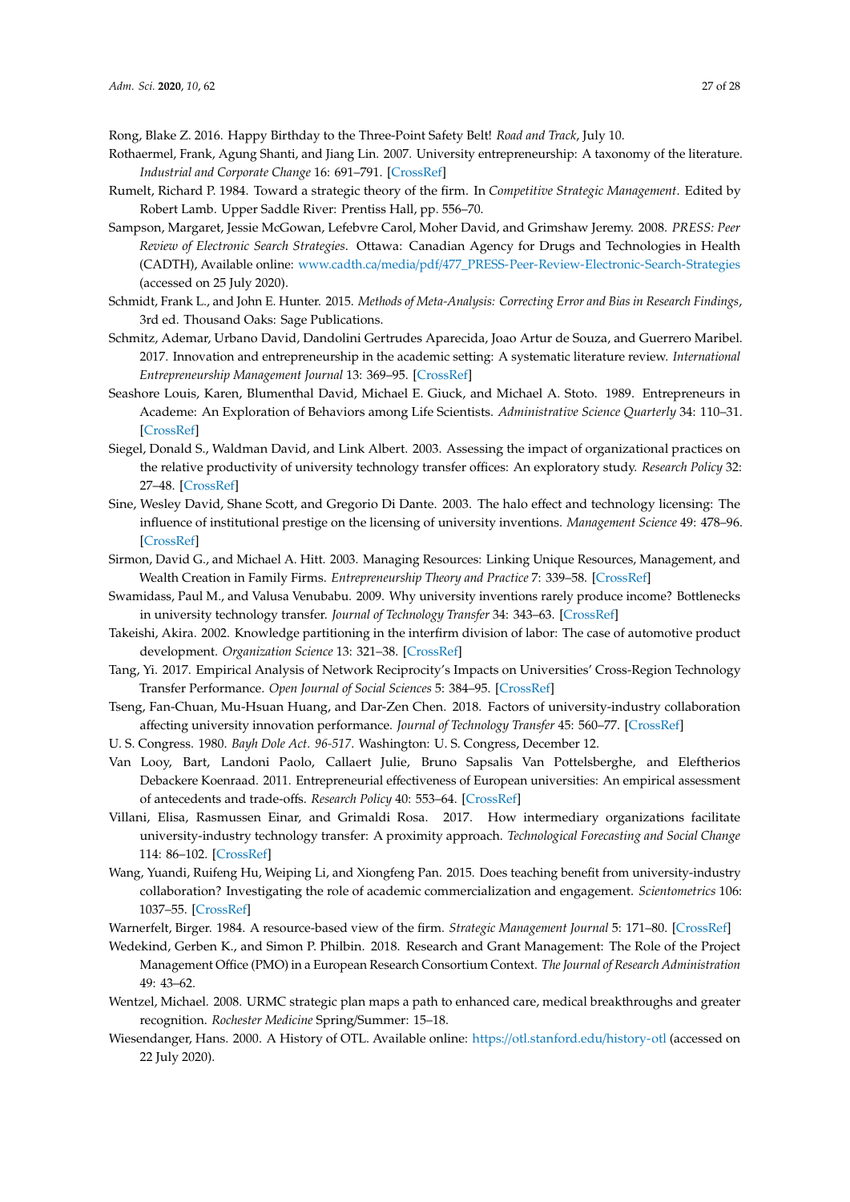Rong, Blake Z. 2016. Happy Birthday to the Three-Point Safety Belt! *Road and Track*, July 10.

Rothaermel, Frank, Agung Shanti, and Jiang Lin. 2007. University entrepreneurship: A taxonomy of the literature. *Industrial and Corporate Change* 16: 691–791. [CrossRef]

Rumelt, Richard P. 1984. Toward a strategic theory of the firm. In *Competitive Strategic Management*. Edited by Robert Lamb. Upper Saddle River: Prentiss Hall, pp. 556–70.

Sampson, Margaret, Jessie McGowan, Lefebvre Carol, Moher David, and Grimshaw Jeremy. 2008. *PRESS: Peer Review of Electronic Search Strategies*. Ottawa: Canadian Agency for Drugs and Technologies in Health (CADTH), Available online: www.cadth.ca/media/pdf/477_PRESS-Peer-Review-Electronic-Search-Strategies (accessed on 25 July 2020).

Schmidt, Frank L., and John E. Hunter. 2015. *Methods of Meta-Analysis: Correcting Error and Bias in Research Findings*, 3rd ed. Thousand Oaks: Sage Publications.

Schmitz, Ademar, Urbano David, Dandolini Gertrudes Aparecida, Joao Artur de Souza, and Guerrero Maribel. 2017. Innovation and entrepreneurship in the academic setting: A systematic literature review. *International Entrepreneurship Management Journal* 13: 369–95. [CrossRef]

Seashore Louis, Karen, Blumenthal David, Michael E. Giuck, and Michael A. Stoto. 1989. Entrepreneurs in Academe: An Exploration of Behaviors among Life Scientists. *Administrative Science Quarterly* 34: 110–31. [CrossRef]

Siegel, Donald S., Waldman David, and Link Albert. 2003. Assessing the impact of organizational practices on the relative productivity of university technology transfer offices: An exploratory study. *Research Policy* 32: 27–48. [CrossRef]

Sine, Wesley David, Shane Scott, and Gregorio Di Dante. 2003. The halo effect and technology licensing: The influence of institutional prestige on the licensing of university inventions. *Management Science* 49: 478–96. [CrossRef]

Sirmon, David G., and Michael A. Hitt. 2003. Managing Resources: Linking Unique Resources, Management, and Wealth Creation in Family Firms. *Entrepreneurship Theory and Practice* 7: 339–58. [CrossRef]

Swamidass, Paul M., and Valusa Venubabu. 2009. Why university inventions rarely produce income? Bottlenecks in university technology transfer. *Journal of Technology Transfer* 34: 343–63. [CrossRef]

Takeishi, Akira. 2002. Knowledge partitioning in the interfirm division of labor: The case of automotive product development. *Organization Science* 13: 321–38. [CrossRef]

Tang, Yi. 2017. Empirical Analysis of Network Reciprocity's Impacts on Universities' Cross-Region Technology Transfer Performance. *Open Journal of Social Sciences* 5: 384–95. [CrossRef]

Tseng, Fan-Chuan, Mu-Hsuan Huang, and Dar-Zen Chen. 2018. Factors of university-industry collaboration affecting university innovation performance. *Journal of Technology Transfer* 45: 560–77. [CrossRef]

U. S. Congress. 1980. *Bayh Dole Act. 96-517*. Washington: U. S. Congress, December 12.

Van Looy, Bart, Landoni Paolo, Callaert Julie, Bruno Sapsalis Van Pottelsberghe, and Eleftherios Debackere Koenraad. 2011. Entrepreneurial effectiveness of European universities: An empirical assessment of antecedents and trade-offs. *Research Policy* 40: 553–64. [CrossRef]

Villani, Elisa, Rasmussen Einar, and Grimaldi Rosa. 2017. How intermediary organizations facilitate university-industry technology transfer: A proximity approach. *Technological Forecasting and Social Change* 114: 86–102. [CrossRef]

Wang, Yuandi, Ruifeng Hu, Weiping Li, and Xiongfeng Pan. 2015. Does teaching benefit from university-industry collaboration? Investigating the role of academic commercialization and engagement. *Scientometrics* 106: 1037–55. [CrossRef]

Warnerfelt, Birger. 1984. A resource-based view of the firm. *Strategic Management Journal* 5: 171–80. [CrossRef]

Wedekind, Gerben K., and Simon P. Philbin. 2018. Research and Grant Management: The Role of the Project Management Office (PMO) in a European Research Consortium Context. *The Journal of Research Administration* 49: 43–62.

Wentzel, Michael. 2008. URMC strategic plan maps a path to enhanced care, medical breakthroughs and greater recognition. *Rochester Medicine* Spring/Summer: 15–18.

Wiesendanger, Hans. 2000. A History of OTL. Available online: https://otl.stanford.edu/history-otl (accessed on 22 July 2020).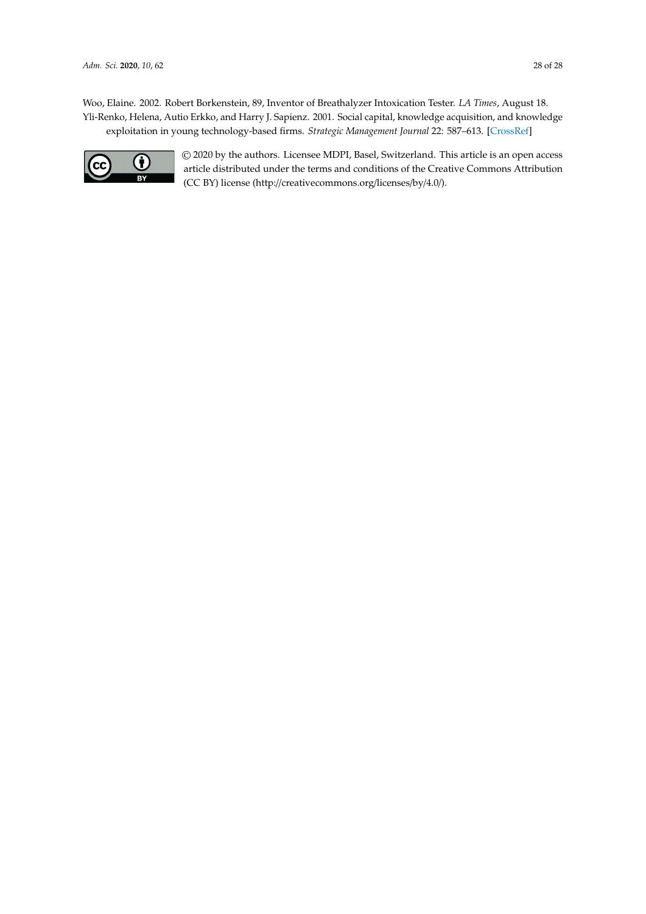Woo, Elaine. 2002. Robert Borkenstein, 89, Inventor of Breathalyzer Intoxication Tester. *LA Times*, August 18.

Yli-Renko, Helena, Autio Erkko, and Harry J. Sapienz. 2001. Social capital, knowledge acquisition, and knowledge exploitation in young technology-based firms. *Strategic Management Journal* 22: 587–613. [CrossRef]

© 2020 by the authors. Licensee MDPI, Basel, Switzerland. This article is an open access article distributed under the terms and conditions of the Creative Commons Attribution (CC BY) license (http://creativecommons.org/licenses/by/4.0/).